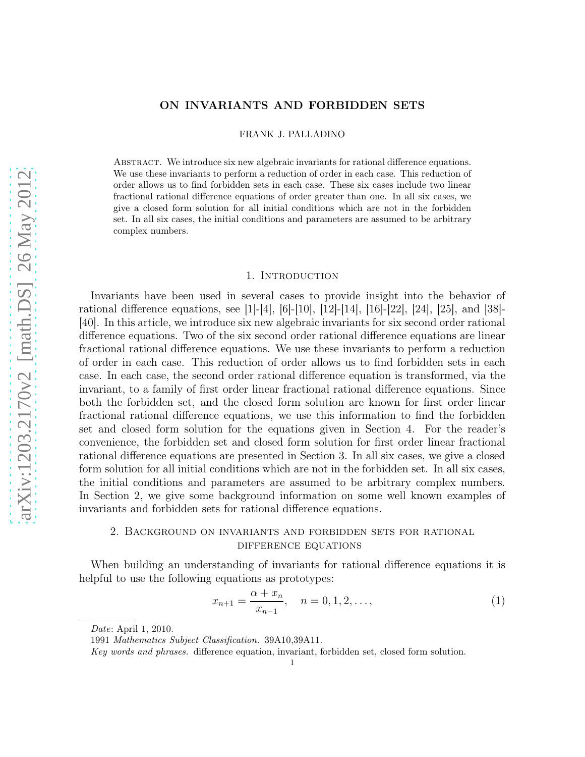# ON INVARIANTS AND FORBIDDEN SETS

FRANK J. PALLADINO

Abstract. We introduce six new algebraic invariants for rational difference equations. We use these invariants to perform a reduction of order in each case. This reduction of order allows us to find forbidden sets in each case. These six cases include two linear fractional rational difference equations of order greater than one. In all six cases, we give a closed form solution for all initial conditions which are not in the forbidden set. In all six cases, the initial conditions and parameters are assumed to be arbitrary complex numbers.

## 1. Introduction

Invariants have been used in several cases to provide insight into the behavior of rational difference equations, see [1]-[4], [6]-[10], [12]-[14], [16]-[22], [24], [25], and [38]-[40]. In this article, we introduce six new algebraic invariants for six second order rational difference equations. Two of the six second order rational difference equations are linear fractional rational difference equations. We use these invariants to perform a reduction of order in each case. This reduction of order allows us to find forbidden sets in each case. In each case, the second order rational difference equation is transformed, via the invariant, to a family of first order linear fractional rational difference equations. Since both the forbidden set, and the closed form solution are known for first order linear fractional rational difference equations, we use this information to find the forbidden set and closed form solution for the equations given in Section 4. For the reader's convenience, the forbidden set and closed form solution for first order linear fractional rational difference equations are presented in Section 3. In all six cases, we give a closed form solution for all initial conditions which are not in the forbidden set. In all six cases, the initial conditions and parameters are assumed to be arbitrary complex numbers. In Section 2, we give some background information on some well known examples of invariants and forbidden sets for rational difference equations.

## 2. Background on invariants and forbidden sets for rational difference equations

When building an understanding of invariants for rational difference equations it is helpful to use the following equations as prototypes:

$$x_{n+1} = \frac{\alpha + x_n}{x_{n-1}}, \quad n = 0, 1, 2, \ldots, \tag{1}$$

*Date*: April 1, 2010.

1991 *Mathematics Subject Classification.* 39A10,39A11.

*Key words and phrases.* difference equation, invariant, forbidden set, closed form solution.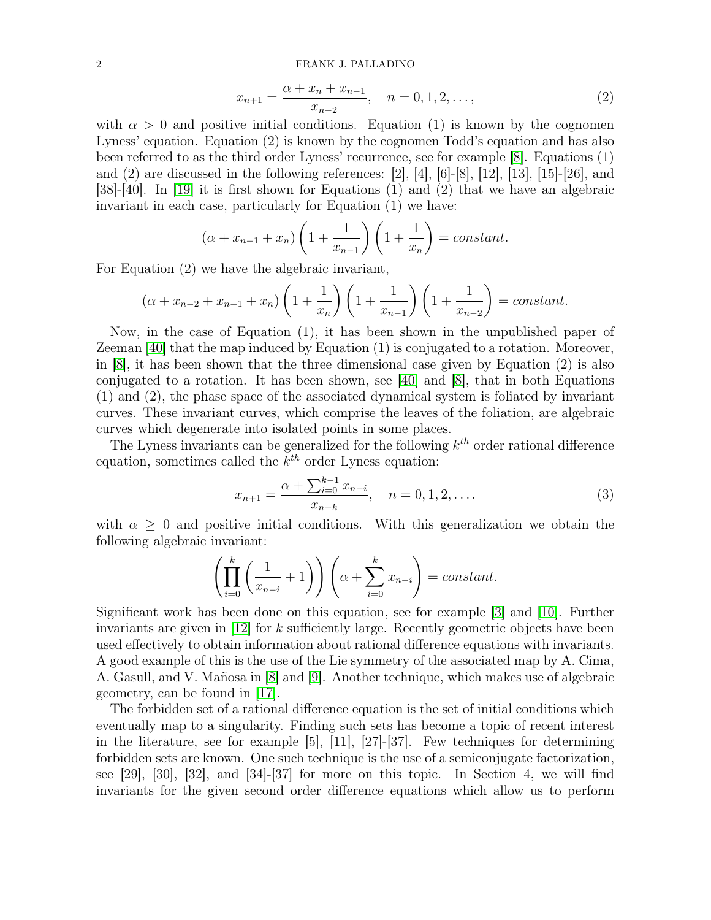$$x_{n+1} = \frac{\alpha + x_n + x_{n-1}}{x_{n-2}}, \quad n = 0, 1, 2, \ldots, \tag{2}$$

with $\alpha > 0$ and positive initial conditions. Equation (1) is known by the cognomen Lyness' equation. Equation (2) is known by the cognomen Todd's equation and has also been referred to as the third order Lyness' recurrence, see for example [8]. Equations (1) and (2) are discussed in the following references: [2], [4], [6]-[8], [12], [13], [15]-[26], and [38]-[40]. In [19] it is first shown for Equations (1) and (2) that we have an algebraic invariant in each case, particularly for Equation (1) we have:

$$(\alpha + x_{n-1} + x_n)\left(1 + \frac{1}{x_{n-1}}\right)\left(1 + \frac{1}{x_n}\right) = constant.$$

For Equation (2) we have the algebraic invariant,

$$(\alpha + x_{n-2} + x_{n-1} + x_n)\left(1 + \frac{1}{x_n}\right)\left(1 + \frac{1}{x_{n-1}}\right)\left(1 + \frac{1}{x_{n-2}}\right) = constant.$$

Now, in the case of Equation (1), it has been shown in the unpublished paper of Zeeman [40] that the map induced by Equation (1) is conjugated to a rotation. Moreover, in [8], it has been shown that the three dimensional case given by Equation (2) is also conjugated to a rotation. It has been shown, see [40] and [8], that in both Equations (1) and (2), the phase space of the associated dynamical system is foliated by invariant curves. These invariant curves, which comprise the leaves of the foliation, are algebraic curves which degenerate into isolated points in some places.

The Lyness invariants can be generalized for the following $k^{th}$ order rational difference equation, sometimes called the $k^{th}$ order Lyness equation:

$$x_{n+1} = \frac{\alpha + \sum_{i=0}^{k-1} x_{n-i}}{x_{n-k}}, \quad n = 0, 1, 2, \ldots. \tag{3}$$

with $\alpha \geq 0$ and positive initial conditions. With this generalization we obtain the following algebraic invariant:

$$\left(\prod_{i=0}^{k}\left(\frac{1}{x_{n-i}} + 1\right)\right)\left(\alpha + \sum_{i=0}^{k} x_{n-i}\right) = constant.$$

Significant work has been done on this equation, see for example [3] and [10]. Further invariants are given in [12] for $k$ sufficiently large. Recently geometric objects have been used effectively to obtain information about rational difference equations with invariants. A good example of this is the use of the Lie symmetry of the associated map by A. Cima, A. Gasull, and V. Mañosa in [8] and [9]. Another technique, which makes use of algebraic geometry, can be found in [17].

The forbidden set of a rational difference equation is the set of initial conditions which eventually map to a singularity. Finding such sets has become a topic of recent interest in the literature, see for example [5], [11], [27]-[37]. Few techniques for determining forbidden sets are known. One such technique is the use of a semiconjugate factorization, see [29], [30], [32], and [34]-[37] for more on this topic. In Section 4, we will find invariants for the given second order difference equations which allow us to perform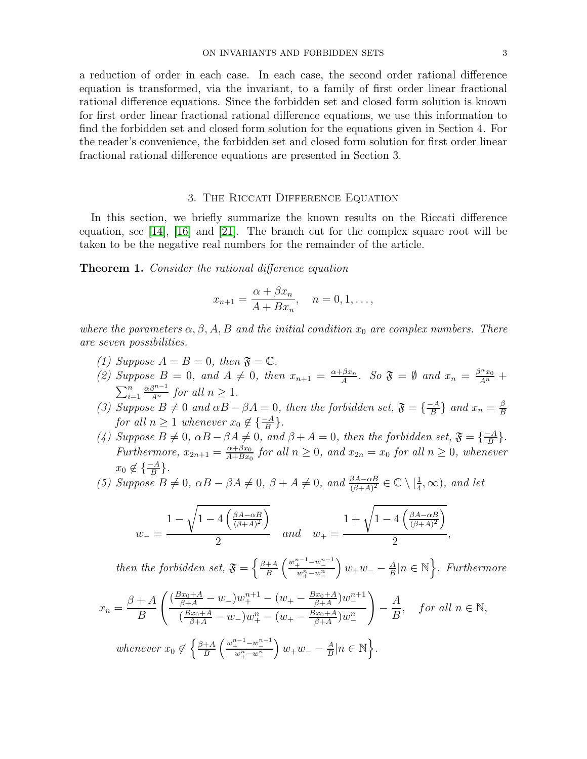a reduction of order in each case. In each case, the second order rational difference equation is transformed, via the invariant, to a family of first order linear fractional rational difference equations. Since the forbidden set and closed form solution is known for first order linear fractional rational difference equations, we use this information to find the forbidden set and closed form solution for the equations given in Section 4. For the reader's convenience, the forbidden set and closed form solution for first order linear fractional rational difference equations are presented in Section 3.

## 3. The Riccati Difference Equation

In this section, we briefly summarize the known results on the Riccati difference equation, see [14], [16] and [21]. The branch cut for the complex square root will be taken to be the negative real numbers for the remainder of the article.

**Theorem 1.** *Consider the rational difference equation*

$$x_{n+1} = \frac{\alpha + \beta x_n}{A + Bx_n}, \quad n = 0, 1, \ldots,$$

*where the parameters $\alpha, \beta, A, B$ and the initial condition $x_0$ are complex numbers. There are seven possibilities.*

1. *Suppose $A = B = 0$, then $\mathfrak{F} = \mathbb{C}$.*
2. *Suppose $B = 0$, and $A \neq 0$, then $x_{n+1} = \frac{\alpha+\beta x_n}{A}$. So $\mathfrak{F} = \emptyset$ and $x_n = \frac{\beta^n x_0}{A^n} + \sum_{i=1}^{n} \frac{\alpha \beta^{n-1}}{A^n}$ for all $n \geq 1$.*
3. *Suppose $B \neq 0$ and $\alpha B - \beta A = 0$, then the forbidden set, $\mathfrak{F} = \{\frac{-A}{B}\}$ and $x_n = \frac{\beta}{B}$ for all $n \geq 1$ whenever $x_0 \notin \{\frac{-A}{B}\}$.*
4. *Suppose $B \neq 0$, $\alpha B - \beta A \neq 0$, and $\beta + A = 0$, then the forbidden set, $\mathfrak{F} = \{\frac{-A}{B}\}$. Furthermore, $x_{2n+1} = \frac{\alpha+\beta x_0}{A+Bx_0}$ for all $n \geq 0$, and $x_{2n} = x_0$ for all $n \geq 0$, whenever $x_0 \notin \{\frac{-A}{B}\}$.*
5. *Suppose $B \neq 0$, $\alpha B - \beta A \neq 0$, $\beta + A \neq 0$, and $\frac{\beta A - \alpha B}{(\beta+A)^2} \in \mathbb{C} \setminus [\frac{1}{4}, \infty)$, and let*

$$w_- = \frac{1 - \sqrt{1 - 4\left(\frac{\beta A - \alpha B}{(\beta+A)^2}\right)}}{2} \quad \text{and} \quad w_+ = \frac{1 + \sqrt{1 - 4\left(\frac{\beta A - \alpha B}{(\beta+A)^2}\right)}}{2},$$

*then the forbidden set, $\mathfrak{F} = \left\{ \frac{\beta+A}{B} \left( \frac{w_+^{n-1} - w_-^{n-1}}{w_+^n - w_-^n} \right) w_+ w_- - \frac{A}{B} | n \in \mathbb{N} \right\}$. Furthermore*

$$x_n = \frac{\beta + A}{B} \left( \frac{(\frac{Bx_0+A}{\beta+A} - w_-)w_+^{n+1} - (w_+ - \frac{Bx_0+A}{\beta+A})w_-^{n+1}}{(\frac{Bx_0+A}{\beta+A} - w_-)w_+^n - (w_+ - \frac{Bx_0+A}{\beta+A})w_-^n} \right) - \frac{A}{B}, \quad \text{for all } n \in \mathbb{N},$$

*whenever $x_0 \notin \left\{ \frac{\beta+A}{B} \left( \frac{w_+^{n-1} - w_-^{n-1}}{w_+^n - w_-^n} \right) w_+ w_- - \frac{A}{B} | n \in \mathbb{N} \right\}$.*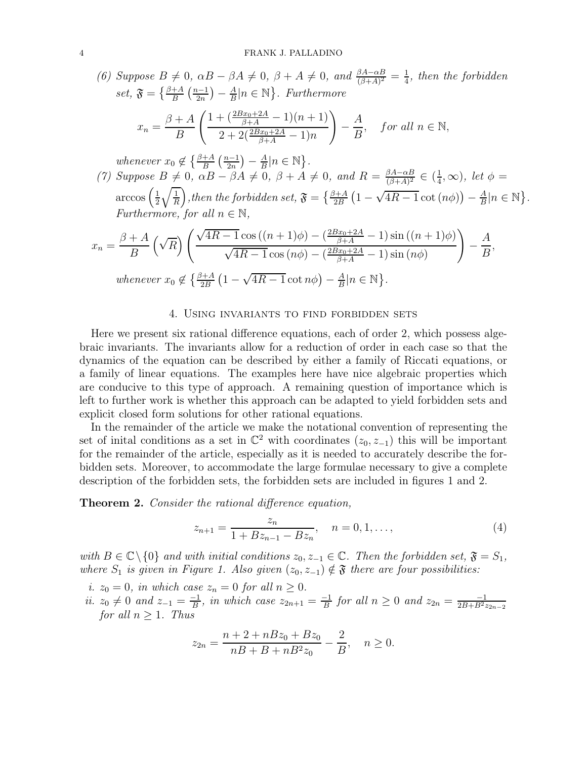(6) *Suppose $B \neq 0$, $\alpha B - \beta A \neq 0$, $\beta + A \neq 0$, and $\frac{\beta A - \alpha B}{(\beta+A)^2} = \frac{1}{4}$, then the forbidden set, $\mathfrak{F} = \left\{ \frac{\beta+A}{B}\left(\frac{n-1}{2n}\right) - \frac{A}{B} | n \in \mathbb{N} \right\}$. Furthermore*

$$x_n = \frac{\beta + A}{B} \left( \frac{1 + (\frac{2Bx_0+2A}{\beta+A} - 1)(n+1)}{2 + 2(\frac{2Bx_0+2A}{\beta+A} - 1)n} \right) - \frac{A}{B}, \quad \textit{for all } n \in \mathbb{N},$$

*whenever $x_0 \notin \left\{ \frac{\beta+A}{B}\left(\frac{n-1}{2n}\right) - \frac{A}{B} | n \in \mathbb{N} \right\}$.*

(7) *Suppose $B \neq 0$, $\alpha B - \beta A \neq 0$, $\beta + A \neq 0$, and $R = \frac{\beta A - \alpha B}{(\beta+A)^2} \in (\frac{1}{4}, \infty)$, let $\phi = \arccos\left(\frac{1}{2}\sqrt{\frac{1}{R}}\right)$, then the forbidden set, $\mathfrak{F} = \left\{ \frac{\beta+A}{2B}\left(1 - \sqrt{4R-1}\cot(n\phi)\right) - \frac{A}{B} | n \in \mathbb{N} \right\}$. Furthermore, for all $n \in \mathbb{N}$,*

$$x_n = \frac{\beta + A}{B}\left(\sqrt{R}\right) \left( \frac{\sqrt{4R-1}\cos((n+1)\phi) - (\frac{2Bx_0+2A}{\beta+A} - 1)\sin((n+1)\phi)}{\sqrt{4R-1}\cos(n\phi) - (\frac{2Bx_0+2A}{\beta+A} - 1)\sin(n\phi)} \right) - \frac{A}{B},$$

*whenever $x_0 \notin \left\{ \frac{\beta+A}{2B}\left(1 - \sqrt{4R-1}\cot n\phi\right) - \frac{A}{B} | n \in \mathbb{N} \right\}$.*

## 4. Using invariants to find forbidden sets

Here we present six rational difference equations, each of order 2, which possess algebraic invariants. The invariants allow for a reduction of order in each case so that the dynamics of the equation can be described by either a family of Riccati equations, or a family of linear equations. The examples here have nice algebraic properties which are conducive to this type of approach. A remaining question of importance which is left to further work is whether this approach can be adapted to yield forbidden sets and explicit closed form solutions for other rational equations.

In the remainder of the article we make the notational convention of representing the set of inital conditions as a set in $\mathbb{C}^2$ with coordinates $(z_0, z_{-1})$ this will be important for the remainder of the article, especially as it is needed to accurately describe the forbidden sets. Moreover, to accommodate the large formulae necessary to give a complete description of the forbidden sets, the forbidden sets are included in figures 1 and 2.

**Theorem 2.** *Consider the rational difference equation,*

$$z_{n+1} = \frac{z_n}{1 + Bz_{n-1} - Bz_n}, \quad n = 0, 1, \ldots, \tag{4}$$

*with $B \in \mathbb{C} \setminus \{0\}$ and with initial conditions $z_0, z_{-1} \in \mathbb{C}$. Then the forbidden set, $\mathfrak{F} = S_1$, where $S_1$ is given in Figure 1. Also given $(z_0, z_{-1}) \notin \mathfrak{F}$ there are four possibilities:*

*i. $z_0 = 0$, in which case $z_n = 0$ for all $n \geq 0$.*

*ii. $z_0 \neq 0$ and $z_{-1} = \frac{-1}{B}$, in which case $z_{2n+1} = \frac{-1}{B}$ for all $n \geq 0$ and $z_{2n} = \frac{-1}{2B + B^2 z_{2n-2}}$ for all $n \geq 1$. Thus*

$$z_{2n} = \frac{n + 2 + nBz_0 + Bz_0}{nB + B + nB^2 z_0} - \frac{2}{B}, \quad n \geq 0.$$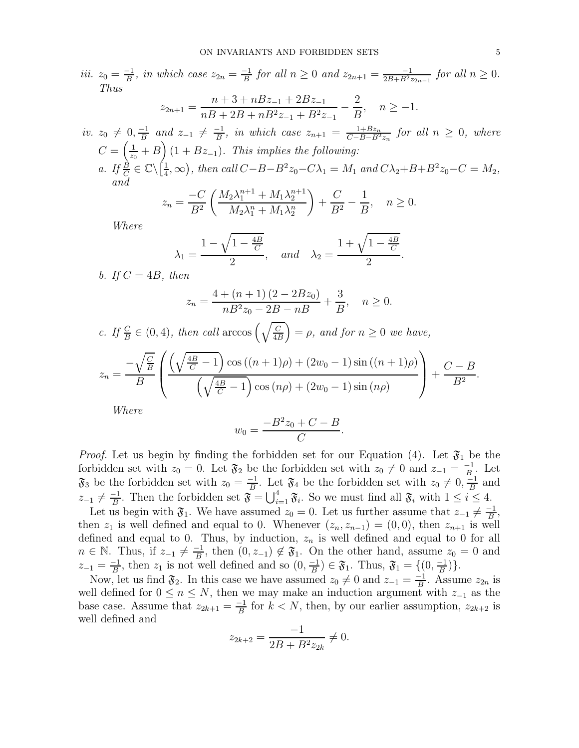*iii.* $z_0 = \frac{-1}{B}$*, in which case* $z_{2n} = \frac{-1}{B}$ *for all* $n \geq 0$ *and* $z_{2n+1} = \frac{-1}{2B+B^2 z_{2n-1}}$ *for all* $n \geq 0$*. Thus*

$$z_{2n+1} = \frac{n + 3 + nBz_{-1} + 2Bz_{-1}}{nB + 2B + nB^2 z_{-1} + B^2 z_{-1}} - \frac{2}{B}, \quad n \geq -1.$$

*iv.* $z_0 \neq 0, \frac{-1}{B}$ *and* $z_{-1} \neq \frac{-1}{B}$*, in which case* $z_{n+1} = \frac{1+Bz_n}{C-B-B^2 z_n}$ *for all* $n \geq 0$*, where* $C = \left(\frac{1}{z_0} + B\right)(1 + Bz_{-1})$*. This implies the following:*

*a. If* $\frac{B}{C} \in \mathbb{C}\backslash\left[\frac{1}{4}, \infty\right)$*, then call* $C - B - B^2 z_0 - C\lambda_1 = M_1$ *and* $C\lambda_2 + B + B^2 z_0 - C = M_2$*, and*

$$z_n = \frac{-C}{B^2}\left(\frac{M_2 \lambda_1^{n+1} + M_1 \lambda_2^{n+1}}{M_2 \lambda_1^n + M_1 \lambda_2^n}\right) + \frac{C}{B^2} - \frac{1}{B}, \quad n \geq 0.$$

*Where*

$$\lambda_1 = \frac{1 - \sqrt{1 - \frac{4B}{C}}}{2}, \quad and \quad \lambda_2 = \frac{1 + \sqrt{1 - \frac{4B}{C}}}{2}.$$

*b. If* $C = 4B$*, then*

$$z_n = \frac{4 + (n+1)(2 - 2Bz_0)}{nB^2 z_0 - 2B - nB} + \frac{3}{B}, \quad n \geq 0.$$

*c. If* $\frac{C}{B} \in (0, 4)$*, then call* $\arccos\left(\sqrt{\frac{C}{4B}}\right) = \rho$*, and for* $n \geq 0$ *we have,*

$$z_n = \frac{-\sqrt{\frac{C}{B}}}{B}\left(\frac{\left(\sqrt{\frac{4B}{C}-1}\right)\cos((n+1)\rho) + (2w_0 - 1)\sin((n+1)\rho)}{\left(\sqrt{\frac{4B}{C}-1}\right)\cos(n\rho) + (2w_0 - 1)\sin(n\rho)}\right) + \frac{C-B}{B^2}.$$

*Where*

$$w_0 = \frac{-B^2 z_0 + C - B}{C}.$$

*Proof.* Let us begin by finding the forbidden set for our Equation (4). Let $\mathfrak{F}_1$ be the forbidden set with $z_0 = 0$. Let $\mathfrak{F}_2$ be the forbidden set with $z_0 \neq 0$ and $z_{-1} = \frac{-1}{B}$. Let $\mathfrak{F}_3$ be the forbidden set with $z_0 = \frac{-1}{B}$. Let $\mathfrak{F}_4$ be the forbidden set with $z_0 \neq 0, \frac{-1}{B}$ and $z_{-1} \neq \frac{-1}{B}$. Then the forbidden set $\mathfrak{F} = \bigcup_{i=1}^{4} \mathfrak{F}_i$. So we must find all $\mathfrak{F}_i$ with $1 \leq i \leq 4$.

Let us begin with $\mathfrak{F}_1$. We have assumed $z_0 = 0$. Let us further assume that $z_{-1} \neq \frac{-1}{B}$, then $z_1$ is well defined and equal to 0. Whenever $(z_n, z_{n-1}) = (0, 0)$, then $z_{n+1}$ is well defined and equal to 0. Thus, by induction, $z_n$ is well defined and equal to 0 for all $n \in \mathbb{N}$. Thus, if $z_{-1} \neq \frac{-1}{B}$, then $(0, z_{-1}) \notin \mathfrak{F}_1$. On the other hand, assume $z_0 = 0$ and $z_{-1} = \frac{-1}{B}$, then $z_1$ is not well defined and so $(0, \frac{-1}{B}) \in \mathfrak{F}_1$. Thus, $\mathfrak{F}_1 = \{(0, \frac{-1}{B})\}$.

Now, let us find $\mathfrak{F}_2$. In this case we have assumed $z_0 \neq 0$ and $z_{-1} = \frac{-1}{B}$. Assume $z_{2n}$ is well defined for $0 \leq n \leq N$, then we may make an induction argument with $z_{-1}$ as the base case. Assume that $z_{2k+1} = \frac{-1}{B}$ for $k < N$, then, by our earlier assumption, $z_{2k+2}$ is well defined and

$$z_{2k+2} = \frac{-1}{2B + B^2 z_{2k}} \neq 0.$$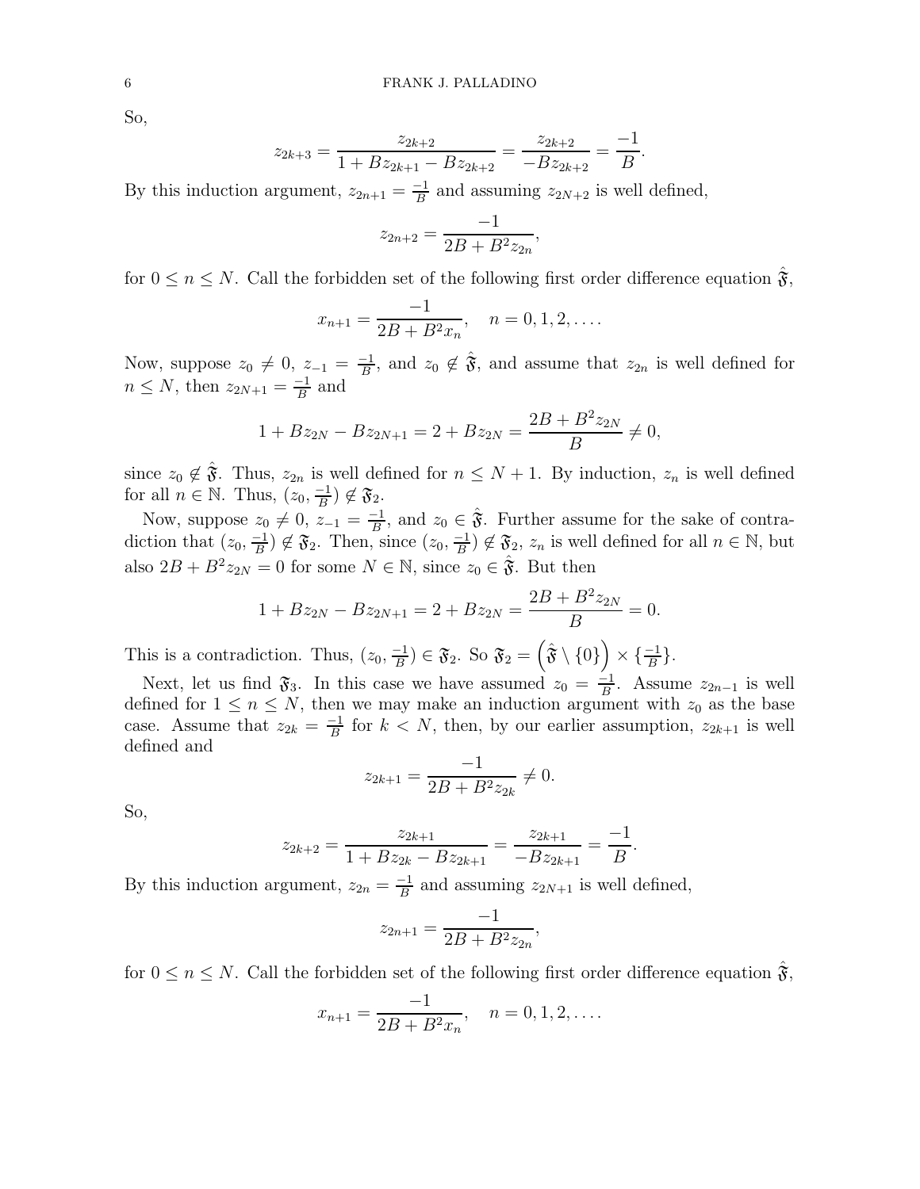So,

$$z_{2k+3} = \frac{z_{2k+2}}{1 + Bz_{2k+1} - Bz_{2k+2}} = \frac{z_{2k+2}}{-Bz_{2k+2}} = \frac{-1}{B}.$$

By this induction argument, $z_{2n+1} = \frac{-1}{B}$ and assuming $z_{2N+2}$ is well defined,

$$z_{2n+2} = \frac{-1}{2B + B^2 z_{2n}},$$

for $0 \leq n \leq N$. Call the forbidden set of the following first order difference equation $\hat{\mathfrak{F}}$,

$$x_{n+1} = \frac{-1}{2B + B^2 x_n}, \quad n = 0, 1, 2, \ldots.$$

Now, suppose $z_0 \neq 0$, $z_{-1} = \frac{-1}{B}$, and $z_0 \notin \hat{\mathfrak{F}}$, and assume that $z_{2n}$ is well defined for $n \leq N$, then $z_{2N+1} = \frac{-1}{B}$ and

$$1 + Bz_{2N} - Bz_{2N+1} = 2 + Bz_{2N} = \frac{2B + B^2 z_{2N}}{B} \neq 0,$$

since $z_0 \notin \hat{\mathfrak{F}}$. Thus, $z_{2n}$ is well defined for $n \leq N+1$. By induction, $z_n$ is well defined for all $n \in \mathbb{N}$. Thus, $(z_0, \frac{-1}{B}) \notin \mathfrak{F}_2$.

Now, suppose $z_0 \neq 0$, $z_{-1} = \frac{-1}{B}$, and $z_0 \in \hat{\mathfrak{F}}$. Further assume for the sake of contradiction that $(z_0, \frac{-1}{B}) \notin \mathfrak{F}_2$. Then, since $(z_0, \frac{-1}{B}) \notin \mathfrak{F}_2$, $z_n$ is well defined for all $n \in \mathbb{N}$, but also $2B + B^2 z_{2N} = 0$ for some $N \in \mathbb{N}$, since $z_0 \in \hat{\mathfrak{F}}$. But then

$$1 + Bz_{2N} - Bz_{2N+1} = 2 + Bz_{2N} = \frac{2B + B^2 z_{2N}}{B} = 0.$$

This is a contradiction. Thus, $(z_0, \frac{-1}{B}) \in \mathfrak{F}_2$. So $\mathfrak{F}_2 = \left(\hat{\mathfrak{F}} \setminus \{0\}\right) \times \{\frac{-1}{B}\}$.

Next, let us find $\mathfrak{F}_3$. In this case we have assumed $z_0 = \frac{-1}{B}$. Assume $z_{2n-1}$ is well defined for $1 \leq n \leq N$, then we may make an induction argument with $z_0$ as the base case. Assume that $z_{2k} = \frac{-1}{B}$ for $k < N$, then, by our earlier assumption, $z_{2k+1}$ is well defined and

$$z_{2k+1} = \frac{-1}{2B + B^2 z_{2k}} \neq 0.$$

So,

$$z_{2k+2} = \frac{z_{2k+1}}{1 + Bz_{2k} - Bz_{2k+1}} = \frac{z_{2k+1}}{-Bz_{2k+1}} = \frac{-1}{B}.$$

By this induction argument, $z_{2n} = \frac{-1}{B}$ and assuming $z_{2N+1}$ is well defined,

$$z_{2n+1} = \frac{-1}{2B + B^2 z_{2n}},$$

for $0 \leq n \leq N$. Call the forbidden set of the following first order difference equation $\hat{\mathfrak{F}}$,

$$x_{n+1} = \frac{-1}{2B + B^2 x_n}, \quad n = 0, 1, 2, \ldots.$$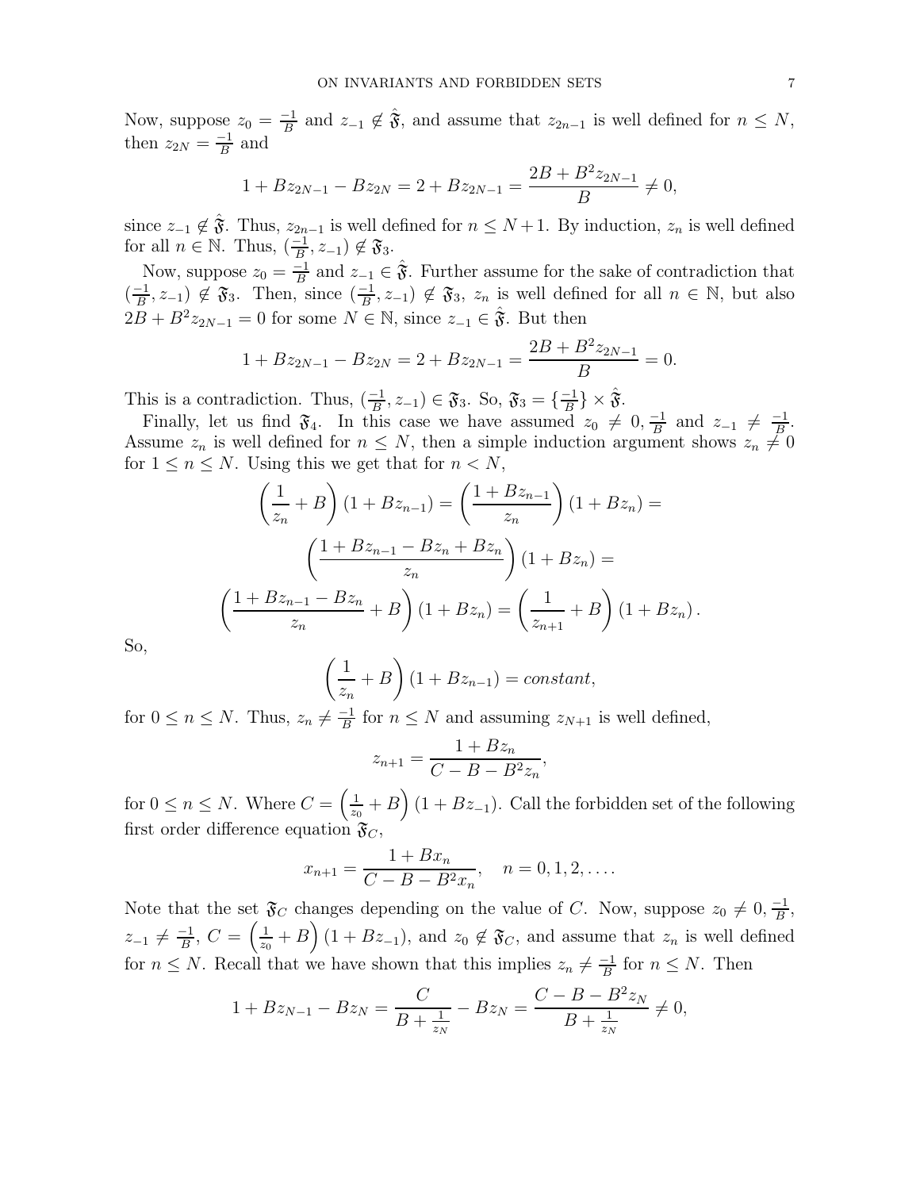Now, suppose $z_0 = \frac{-1}{B}$ and $z_{-1} \notin \hat{\mathfrak{F}}$, and assume that $z_{2n-1}$ is well defined for $n \leq N$, then $z_{2N} = \frac{-1}{B}$ and

$$1 + Bz_{2N-1} - Bz_{2N} = 2 + Bz_{2N-1} = \frac{2B + B^2 z_{2N-1}}{B} \neq 0,$$

since $z_{-1} \notin \hat{\mathfrak{F}}$. Thus, $z_{2n-1}$ is well defined for $n \leq N+1$. By induction, $z_n$ is well defined for all $n \in \mathbb{N}$. Thus, $(\frac{-1}{B}, z_{-1}) \notin \mathfrak{F}_3$.

Now, suppose $z_0 = \frac{-1}{B}$ and $z_{-1} \in \hat{\mathfrak{F}}$. Further assume for the sake of contradiction that $(\frac{-1}{B}, z_{-1}) \notin \mathfrak{F}_3$. Then, since $(\frac{-1}{B}, z_{-1}) \notin \mathfrak{F}_3$, $z_n$ is well defined for all $n \in \mathbb{N}$, but also $2B + B^2 z_{2N-1} = 0$ for some $N \in \mathbb{N}$, since $z_{-1} \in \hat{\mathfrak{F}}$. But then

$$1 + Bz_{2N-1} - Bz_{2N} = 2 + Bz_{2N-1} = \frac{2B + B^2 z_{2N-1}}{B} = 0.$$

This is a contradiction. Thus, $(\frac{-1}{B}, z_{-1}) \in \mathfrak{F}_3$. So, $\mathfrak{F}_3 = \{\frac{-1}{B}\} \times \hat{\mathfrak{F}}$.

Finally, let us find $\mathfrak{F}_4$. In this case we have assumed $z_0 \neq 0, \frac{-1}{B}$ and $z_{-1} \neq \frac{-1}{B}$. Assume $z_n$ is well defined for $n \leq N$, then a simple induction argument shows $z_n \neq 0$ for $1 \leq n \leq N$. Using this we get that for $n < N$,

$$\left(\frac{1}{z_n} + B\right)(1 + Bz_{n-1}) = \left(\frac{1 + Bz_{n-1}}{z_n}\right)(1 + Bz_n) =$$

$$\left(\frac{1 + Bz_{n-1} - Bz_n + Bz_n}{z_n}\right)(1 + Bz_n) =$$

$$\left(\frac{1 + Bz_{n-1} - Bz_n}{z_n} + B\right)(1 + Bz_n) = \left(\frac{1}{z_{n+1}} + B\right)(1 + Bz_n).$$

So,

$$\left(\frac{1}{z_n} + B\right)(1 + Bz_{n-1}) = constant,$$

for $0 \leq n \leq N$. Thus, $z_n \neq \frac{-1}{B}$ for $n \leq N$ and assuming $z_{N+1}$ is well defined,

$$z_{n+1} = \frac{1 + Bz_n}{C - B - B^2 z_n},$$

for $0 \leq n \leq N$. Where $C = \left(\frac{1}{z_0} + B\right)(1 + Bz_{-1})$. Call the forbidden set of the following first order difference equation $\mathfrak{F}_C$,

$$x_{n+1} = \frac{1 + Bx_n}{C - B - B^2 x_n}, \quad n = 0, 1, 2, \ldots.$$

Note that the set $\mathfrak{F}_C$ changes depending on the value of $C$. Now, suppose $z_0 \neq 0, \frac{-1}{B}$, $z_{-1} \neq \frac{-1}{B}$, $C = \left(\frac{1}{z_0} + B\right)(1 + Bz_{-1})$, and $z_0 \notin \mathfrak{F}_C$, and assume that $z_n$ is well defined for $n \leq N$. Recall that we have shown that this implies $z_n \neq \frac{-1}{B}$ for $n \leq N$. Then

$$1 + Bz_{N-1} - Bz_N = \frac{C}{B + \frac{1}{z_N}} - Bz_N = \frac{C - B - B^2 z_N}{B + \frac{1}{z_N}} \neq 0,$$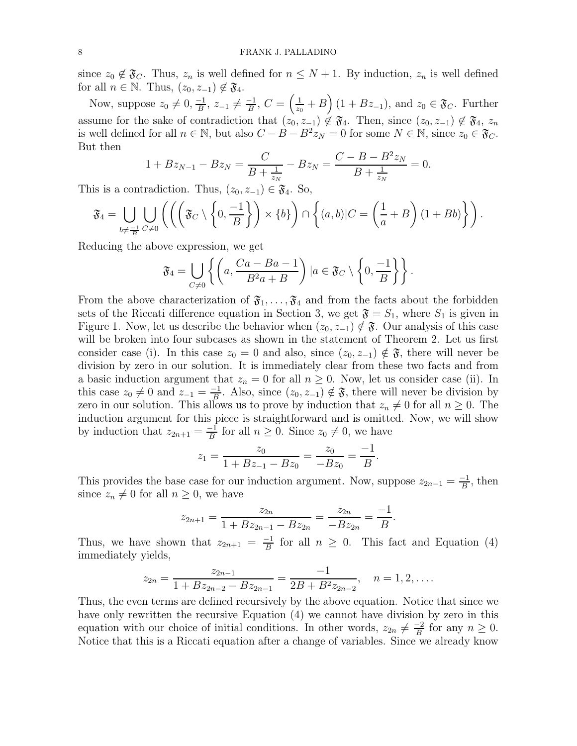since $z_0 \notin \mathfrak{F}_C$. Thus, $z_n$ is well defined for $n \leq N+1$. By induction, $z_n$ is well defined for all $n \in \mathbb{N}$. Thus, $(z_0, z_{-1}) \notin \mathfrak{F}_4$.

Now, suppose $z_0 \neq 0, \frac{-1}{B}$, $z_{-1} \neq \frac{-1}{B}$, $C = \left(\frac{1}{z_0} + B\right)(1 + Bz_{-1})$, and $z_0 \in \mathfrak{F}_C$. Further assume for the sake of contradiction that $(z_0, z_{-1}) \notin \mathfrak{F}_4$. Then, since $(z_0, z_{-1}) \notin \mathfrak{F}_4$, $z_n$ is well defined for all $n \in \mathbb{N}$, but also $C - B - B^2 z_N = 0$ for some $N \in \mathbb{N}$, since $z_0 \in \mathfrak{F}_C$. But then

$$1 + Bz_{N-1} - Bz_N = \frac{C}{B + \frac{1}{z_N}} - Bz_N = \frac{C - B - B^2 z_N}{B + \frac{1}{z_N}} = 0.$$

This is a contradiction. Thus, $(z_0, z_{-1}) \in \mathfrak{F}_4$. So,

$$\mathfrak{F}_4 = \bigcup_{b \neq \frac{-1}{B}} \bigcup_{C \neq 0} \left( \left( \left( \mathfrak{F}_C \setminus \left\{ 0, \frac{-1}{B} \right\} \right) \times \{b\} \right) \cap \left\{ (a,b) | C = \left( \frac{1}{a} + B \right)(1 + Bb) \right\} \right).$$

Reducing the above expression, we get

$$\mathfrak{F}_4 = \bigcup_{C \neq 0} \left\{ \left( a, \frac{Ca - Ba - 1}{B^2 a + B} \right) | a \in \mathfrak{F}_C \setminus \left\{ 0, \frac{-1}{B} \right\} \right\}.$$

From the above characterization of $\mathfrak{F}_1, \ldots, \mathfrak{F}_4$ and from the facts about the forbidden sets of the Riccati difference equation in Section 3, we get $\mathfrak{F} = S_1$, where $S_1$ is given in Figure 1. Now, let us describe the behavior when $(z_0, z_{-1}) \notin \mathfrak{F}$. Our analysis of this case will be broken into four subcases as shown in the statement of Theorem 2. Let us first consider case (i). In this case $z_0 = 0$ and also, since $(z_0, z_{-1}) \notin \mathfrak{F}$, there will never be division by zero in our solution. It is immediately clear from these two facts and from a basic induction argument that $z_n = 0$ for all $n \geq 0$. Now, let us consider case (ii). In this case $z_0 \neq 0$ and $z_{-1} = \frac{-1}{B}$. Also, since $(z_0, z_{-1}) \notin \mathfrak{F}$, there will never be division by zero in our solution. This allows us to prove by induction that $z_n \neq 0$ for all $n \geq 0$. The induction argument for this piece is straightforward and is omitted. Now, we will show by induction that $z_{2n+1} = \frac{-1}{B}$ for all $n \geq 0$. Since $z_0 \neq 0$, we have

$$z_1 = \frac{z_0}{1 + Bz_{-1} - Bz_0} = \frac{z_0}{-Bz_0} = \frac{-1}{B}.$$

This provides the base case for our induction argument. Now, suppose $z_{2n-1} = \frac{-1}{B}$, then since $z_n \neq 0$ for all $n \geq 0$, we have

$$z_{2n+1} = \frac{z_{2n}}{1 + Bz_{2n-1} - Bz_{2n}} = \frac{z_{2n}}{-Bz_{2n}} = \frac{-1}{B}.$$

Thus, we have shown that $z_{2n+1} = \frac{-1}{B}$ for all $n \geq 0$. This fact and Equation (4) immediately yields,

$$z_{2n} = \frac{z_{2n-1}}{1 + Bz_{2n-2} - Bz_{2n-1}} = \frac{-1}{2B + B^2 z_{2n-2}}, \quad n = 1, 2, \ldots.$$

Thus, the even terms are defined recursively by the above equation. Notice that since we have only rewritten the recursive Equation (4) we cannot have division by zero in this equation with our choice of initial conditions. In other words, $z_{2n} \neq \frac{-2}{B}$ for any $n \geq 0$. Notice that this is a Riccati equation after a change of variables. Since we already know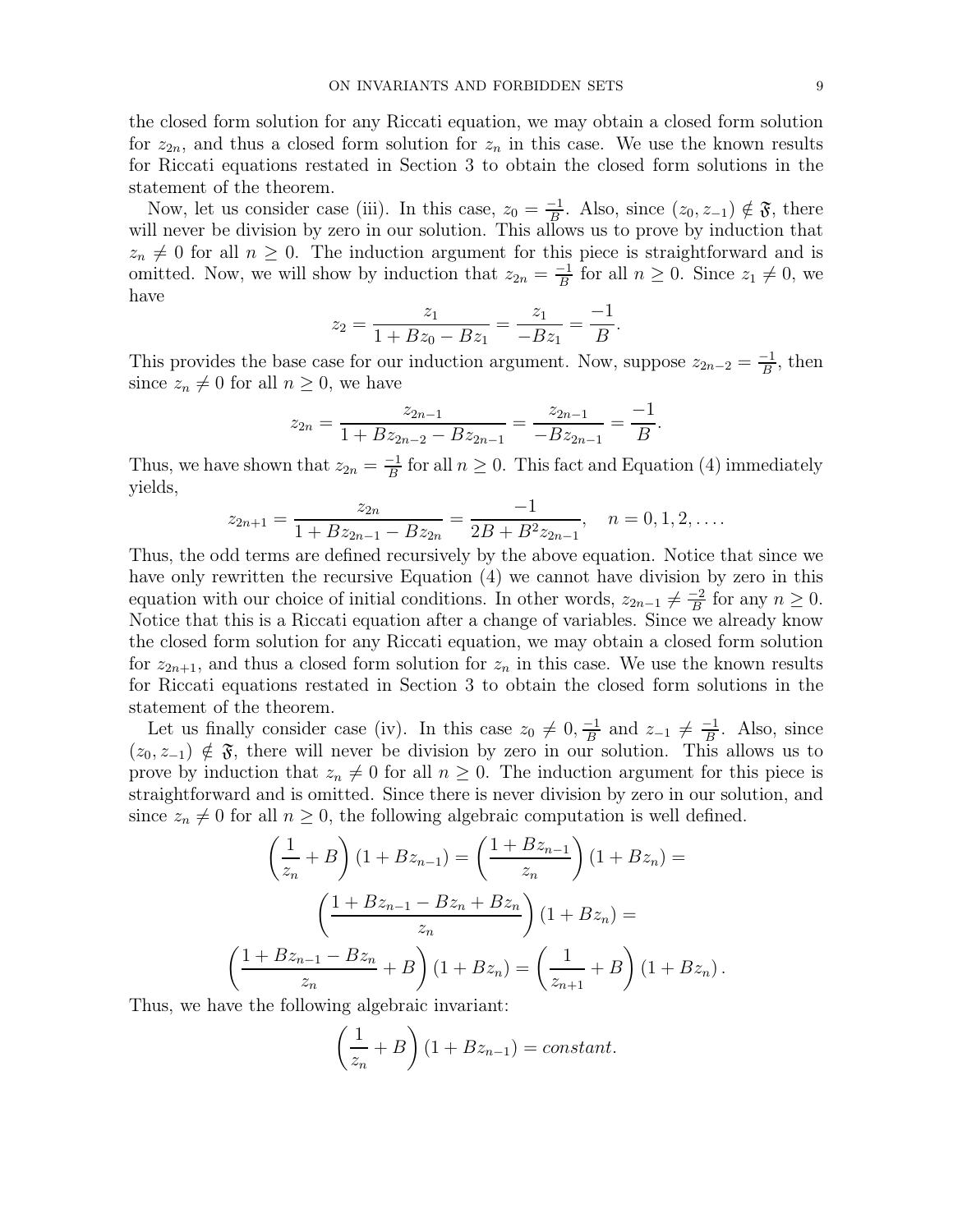the closed form solution for any Riccati equation, we may obtain a closed form solution for $z_{2n}$, and thus a closed form solution for $z_n$ in this case. We use the known results for Riccati equations restated in Section 3 to obtain the closed form solutions in the statement of the theorem.

Now, let us consider case (iii). In this case, $z_0 = \frac{-1}{B}$. Also, since $(z_0, z_{-1}) \notin \mathfrak{F}$, there will never be division by zero in our solution. This allows us to prove by induction that $z_n \neq 0$ for all $n \geq 0$. The induction argument for this piece is straightforward and is omitted. Now, we will show by induction that $z_{2n} = \frac{-1}{B}$ for all $n \geq 0$. Since $z_1 \neq 0$, we have

$$z_2 = \frac{z_1}{1 + Bz_0 - Bz_1} = \frac{z_1}{-Bz_1} = \frac{-1}{B}.$$

This provides the base case for our induction argument. Now, suppose $z_{2n-2} = \frac{-1}{B}$, then since $z_n \neq 0$ for all $n \geq 0$, we have

$$z_{2n} = \frac{z_{2n-1}}{1 + Bz_{2n-2} - Bz_{2n-1}} = \frac{z_{2n-1}}{-Bz_{2n-1}} = \frac{-1}{B}.$$

Thus, we have shown that $z_{2n} = \frac{-1}{B}$ for all $n \geq 0$. This fact and Equation (4) immediately yields,

$$z_{2n+1} = \frac{z_{2n}}{1 + Bz_{2n-1} - Bz_{2n}} = \frac{-1}{2B + B^2 z_{2n-1}}, \quad n = 0, 1, 2, \ldots.$$

Thus, the odd terms are defined recursively by the above equation. Notice that since we have only rewritten the recursive Equation (4) we cannot have division by zero in this equation with our choice of initial conditions. In other words, $z_{2n-1} \neq \frac{-2}{B}$ for any $n \geq 0$. Notice that this is a Riccati equation after a change of variables. Since we already know the closed form solution for any Riccati equation, we may obtain a closed form solution for $z_{2n+1}$, and thus a closed form solution for $z_n$ in this case. We use the known results for Riccati equations restated in Section 3 to obtain the closed form solutions in the statement of the theorem.

Let us finally consider case (iv). In this case $z_0 \neq 0, \frac{-1}{B}$ and $z_{-1} \neq \frac{-1}{B}$. Also, since $(z_0, z_{-1}) \notin \mathfrak{F}$, there will never be division by zero in our solution. This allows us to prove by induction that $z_n \neq 0$ for all $n \geq 0$. The induction argument for this piece is straightforward and is omitted. Since there is never division by zero in our solution, and since $z_n \neq 0$ for all $n \geq 0$, the following algebraic computation is well defined.

$$\left(\frac{1}{z_n} + B\right)(1 + Bz_{n-1}) = \left(\frac{1 + Bz_{n-1}}{z_n}\right)(1 + Bz_n) =$$

$$\left(\frac{1 + Bz_{n-1} - Bz_n + Bz_n}{z_n}\right)(1 + Bz_n) =$$

$$\left(\frac{1 + Bz_{n-1} - Bz_n}{z_n} + B\right)(1 + Bz_n) = \left(\frac{1}{z_{n+1}} + B\right)(1 + Bz_n).$$

Thus, we have the following algebraic invariant:

$$\left(\frac{1}{z_n} + B\right)(1 + Bz_{n-1}) = constant.$$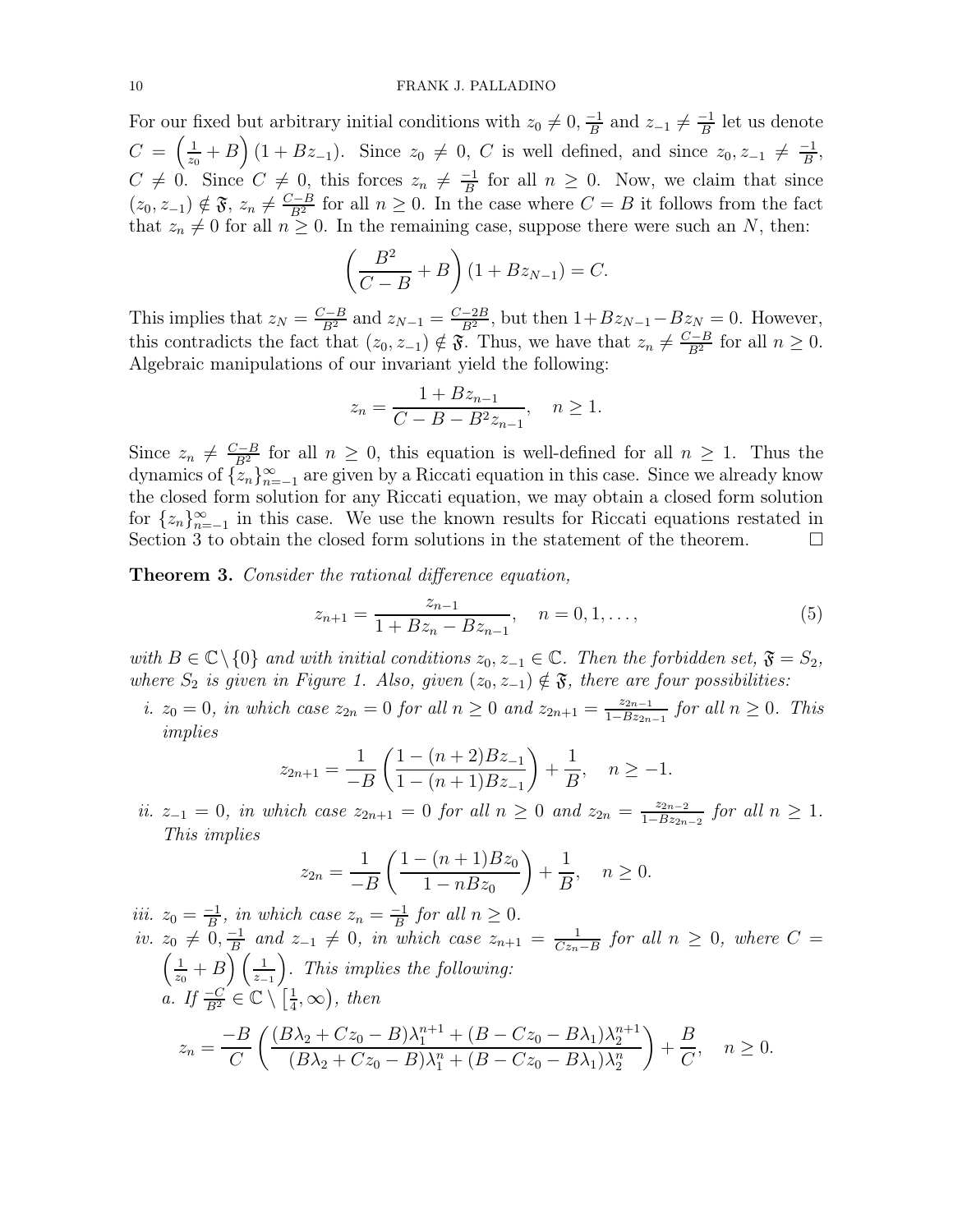For our fixed but arbitrary initial conditions with $z_0 \neq 0, \frac{-1}{B}$ and $z_{-1} \neq \frac{-1}{B}$ let us denote $C = \left(\frac{1}{z_0} + B\right)(1 + Bz_{-1})$. Since $z_0 \neq 0$, $C$ is well defined, and since $z_0, z_{-1} \neq \frac{-1}{B}$, $C \neq 0$. Since $C \neq 0$, this forces $z_n \neq \frac{-1}{B}$ for all $n \geq 0$. Now, we claim that since $(z_0, z_{-1}) \notin \mathfrak{F}$, $z_n \neq \frac{C-B}{B^2}$ for all $n \geq 0$. In the case where $C = B$ it follows from the fact that $z_n \neq 0$ for all $n \geq 0$. In the remaining case, suppose there were such an $N$, then:

$$\left(\frac{B^2}{C-B} + B\right)(1 + Bz_{N-1}) = C.$$

This implies that $z_N = \frac{C-B}{B^2}$ and $z_{N-1} = \frac{C-2B}{B^2}$, but then $1 + Bz_{N-1} - Bz_N = 0$. However, this contradicts the fact that $(z_0, z_{-1}) \notin \mathfrak{F}$. Thus, we have that $z_n \neq \frac{C-B}{B^2}$ for all $n \geq 0$. Algebraic manipulations of our invariant yield the following:

$$z_n = \frac{1 + Bz_{n-1}}{C - B - B^2 z_{n-1}}, \quad n \geq 1.$$

Since $z_n \neq \frac{C-B}{B^2}$ for all $n \geq 0$, this equation is well-defined for all $n \geq 1$. Thus the dynamics of $\{z_n\}_{n=-1}^{\infty}$ are given by a Riccati equation in this case. Since we already know the closed form solution for any Riccati equation, we may obtain a closed form solution for $\{z_n\}_{n=-1}^{\infty}$ in this case. We use the known results for Riccati equations restated in Section 3 to obtain the closed form solutions in the statement of the theorem. $\square$

**Theorem 3.** *Consider the rational difference equation,*

$$z_{n+1} = \frac{z_{n-1}}{1 + Bz_n - Bz_{n-1}}, \quad n = 0, 1, \ldots, \tag{5}$$

*with $B \in \mathbb{C} \setminus \{0\}$ and with initial conditions $z_0, z_{-1} \in \mathbb{C}$. Then the forbidden set, $\mathfrak{F} = S_2$, where $S_2$ is given in Figure 1. Also, given $(z_0, z_{-1}) \notin \mathfrak{F}$, there are four possibilities:*

*i. $z_0 = 0$, in which case $z_{2n} = 0$ for all $n \geq 0$ and $z_{2n+1} = \frac{z_{2n-1}}{1 - Bz_{2n-1}}$ for all $n \geq 0$. This implies*

$$z_{2n+1} = \frac{1}{-B}\left(\frac{1 - (n+2)Bz_{-1}}{1 - (n+1)Bz_{-1}}\right) + \frac{1}{B}, \quad n \geq -1.$$

*ii. $z_{-1} = 0$, in which case $z_{2n+1} = 0$ for all $n \geq 0$ and $z_{2n} = \frac{z_{2n-2}}{1 - Bz_{2n-2}}$ for all $n \geq 1$. This implies*

$$z_{2n} = \frac{1}{-B}\left(\frac{1 - (n+1)Bz_0}{1 - nBz_0}\right) + \frac{1}{B}, \quad n \geq 0.$$

*iii. $z_0 = \frac{-1}{B}$, in which case $z_n = \frac{-1}{B}$ for all $n \geq 0$.*

*iv. $z_0 \neq 0, \frac{-1}{B}$ and $z_{-1} \neq 0$, in which case $z_{n+1} = \frac{1}{Cz_n - B}$ for all $n \geq 0$, where $C = \left(\frac{1}{z_0} + B\right)\left(\frac{1}{z_{-1}}\right)$. This implies the following:*

*a. If $\frac{-C}{B^2} \in \mathbb{C} \setminus \left[\frac{1}{4}, \infty\right)$, then*

$$z_n = \frac{-B}{C}\left(\frac{(B\lambda_2 + Cz_0 - B)\lambda_1^{n+1} + (B - Cz_0 - B\lambda_1)\lambda_2^{n+1}}{(B\lambda_2 + Cz_0 - B)\lambda_1^{n} + (B - Cz_0 - B\lambda_1)\lambda_2^{n}}\right) + \frac{B}{C}, \quad n \geq 0.$$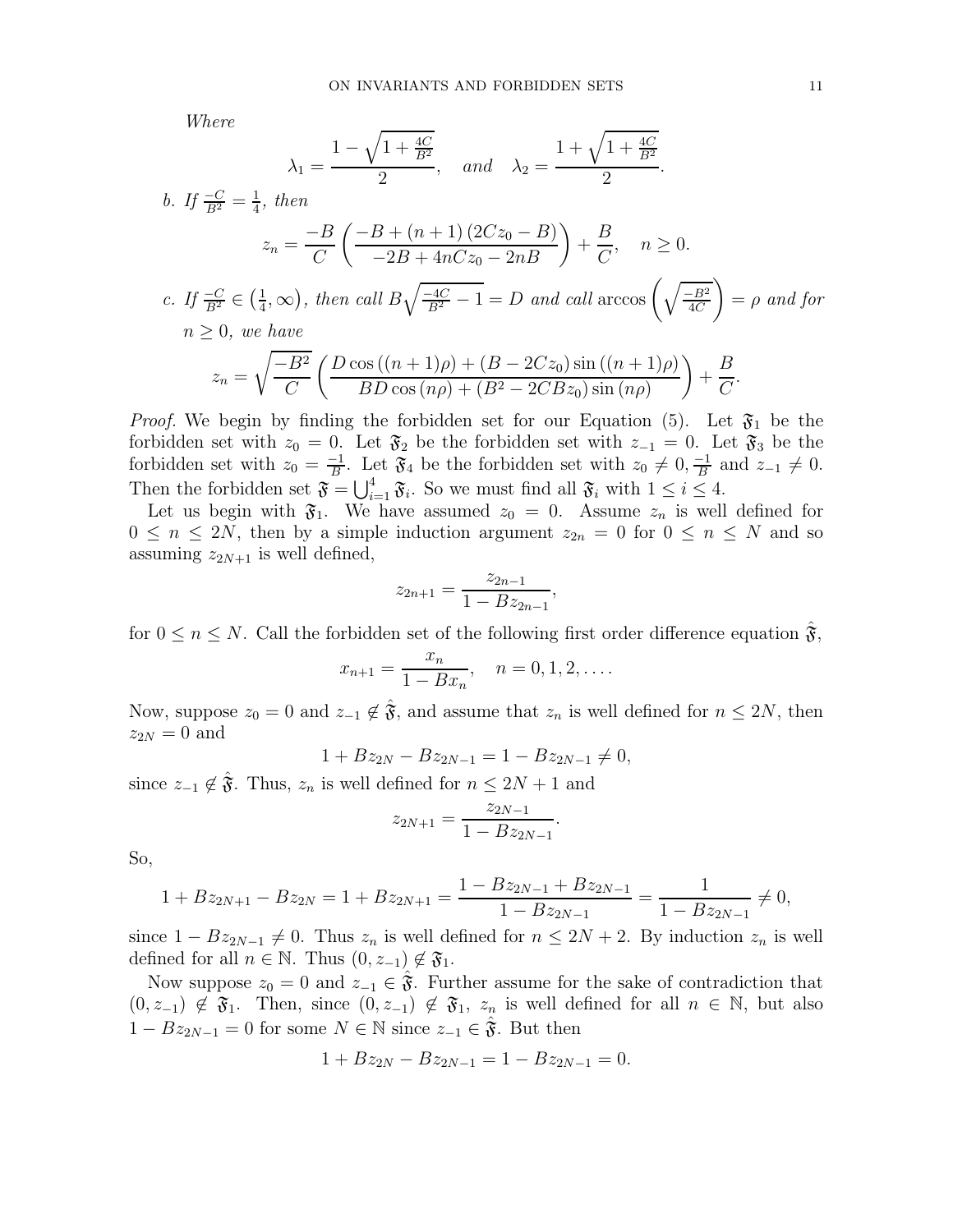*Where*

$$\lambda_1 = \frac{1-\sqrt{1+\frac{4C}{B^2}}}{2}, \quad \textit{and} \quad \lambda_2 = \frac{1+\sqrt{1+\frac{4C}{B^2}}}{2}.$$

*b. If $\frac{-C}{B^2} = \frac{1}{4}$, then*

$$z_n = \frac{-B}{C}\left(\frac{-B+(n+1)(2Cz_0 - B)}{-2B+4nCz_0-2nB}\right) + \frac{B}{C}, \quad n \geq 0.$$

*c. If $\frac{-C}{B^2} \in \left(\frac{1}{4}, \infty\right)$, then call $B\sqrt{\frac{-4C}{B^2}-1} = D$ and call $\arccos\left(\sqrt{\frac{-B^2}{4C}}\right) = \rho$ and for $n \geq 0$, we have*

$$z_n = \sqrt{\frac{-B^2}{C}}\left(\frac{D\cos((n+1)\rho) + (B-2Cz_0)\sin((n+1)\rho)}{BD\cos(n\rho) + (B^2-2CBz_0)\sin(n\rho)}\right) + \frac{B}{C}.$$

*Proof.* We begin by finding the forbidden set for our Equation (5). Let $\mathfrak{F}_1$ be the forbidden set with $z_0 = 0$. Let $\mathfrak{F}_2$ be the forbidden set with $z_{-1} = 0$. Let $\mathfrak{F}_3$ be the forbidden set with $z_0 = \frac{-1}{B}$. Let $\mathfrak{F}_4$ be the forbidden set with $z_0 \neq 0, \frac{-1}{B}$ and $z_{-1} \neq 0$. Then the forbidden set $\mathfrak{F} = \bigcup_{i=1}^{4} \mathfrak{F}_i$. So we must find all $\mathfrak{F}_i$ with $1 \leq i \leq 4$.

Let us begin with $\mathfrak{F}_1$. We have assumed $z_0 = 0$. Assume $z_n$ is well defined for $0 \leq n \leq 2N$, then by a simple induction argument $z_{2n} = 0$ for $0 \leq n \leq N$ and so assuming $z_{2N+1}$ is well defined,

$$z_{2n+1} = \frac{z_{2n-1}}{1-Bz_{2n-1}},$$

for $0 \leq n \leq N$. Call the forbidden set of the following first order difference equation $\hat{\mathfrak{F}}$,

$$x_{n+1} = \frac{x_n}{1-Bx_n}, \quad n = 0, 1, 2, \ldots.$$

Now, suppose $z_0 = 0$ and $z_{-1} \notin \hat{\mathfrak{F}}$, and assume that $z_n$ is well defined for $n \leq 2N$, then $z_{2N} = 0$ and

$$1 + Bz_{2N} - Bz_{2N-1} = 1 - Bz_{2N-1} \neq 0,$$

since $z_{-1} \notin \hat{\mathfrak{F}}$. Thus, $z_n$ is well defined for $n \leq 2N+1$ and

$$z_{2N+1} = \frac{z_{2N-1}}{1-Bz_{2N-1}}.$$

So,

$$1 + Bz_{2N+1} - Bz_{2N} = 1 + Bz_{2N+1} = \frac{1 - Bz_{2N-1} + Bz_{2N-1}}{1-Bz_{2N-1}} = \frac{1}{1-Bz_{2N-1}} \neq 0,$$

since $1 - Bz_{2N-1} \neq 0$. Thus $z_n$ is well defined for $n \leq 2N+2$. By induction $z_n$ is well defined for all $n \in \mathbb{N}$. Thus $(0, z_{-1}) \notin \mathfrak{F}_1$.

Now suppose $z_0 = 0$ and $z_{-1} \in \hat{\mathfrak{F}}$. Further assume for the sake of contradiction that $(0, z_{-1}) \notin \mathfrak{F}_1$. Then, since $(0, z_{-1}) \notin \mathfrak{F}_1$, $z_n$ is well defined for all $n \in \mathbb{N}$, but also $1 - Bz_{2N-1} = 0$ for some $N \in \mathbb{N}$ since $z_{-1} \in \hat{\mathfrak{F}}$. But then

$$1 + Bz_{2N} - Bz_{2N-1} = 1 - Bz_{2N-1} = 0.$$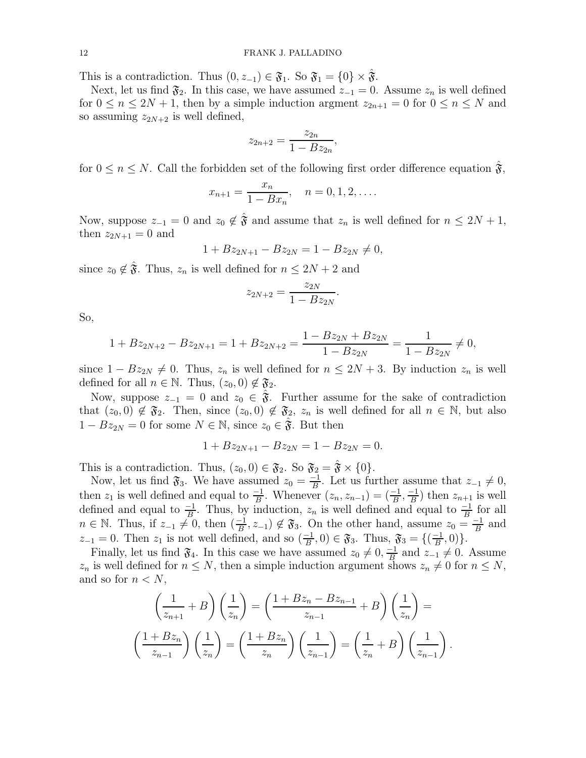This is a contradiction. Thus $(0, z_{-1}) \in \mathfrak{F}_1$. So $\mathfrak{F}_1 = \{0\} \times \hat{\mathfrak{F}}$.

Next, let us find $\mathfrak{F}_2$. In this case, we have assumed $z_{-1} = 0$. Assume $z_n$ is well defined for $0 \leq n \leq 2N+1$, then by a simple induction argment $z_{2n+1} = 0$ for $0 \leq n \leq N$ and so assuming $z_{2N+2}$ is well defined,

$$z_{2n+2} = \frac{z_{2n}}{1 - Bz_{2n}},$$

for $0 \leq n \leq N$. Call the forbidden set of the following first order difference equation $\hat{\mathfrak{F}}$,

$$x_{n+1} = \frac{x_n}{1 - Bx_n}, \quad n = 0, 1, 2, \ldots.$$

Now, suppose $z_{-1} = 0$ and $z_0 \notin \hat{\mathfrak{F}}$ and assume that $z_n$ is well defined for $n \leq 2N+1$, then $z_{2N+1} = 0$ and

$$1 + Bz_{2N+1} - Bz_{2N} = 1 - Bz_{2N} \neq 0,$$

since $z_0 \notin \hat{\mathfrak{F}}$. Thus, $z_n$ is well defined for $n \leq 2N+2$ and

$$z_{2N+2} = \frac{z_{2N}}{1 - Bz_{2N}}.$$

So,

$$1 + Bz_{2N+2} - Bz_{2N+1} = 1 + Bz_{2N+2} = \frac{1 - Bz_{2N} + Bz_{2N}}{1 - Bz_{2N}} = \frac{1}{1 - Bz_{2N}} \neq 0,$$

since $1 - Bz_{2N} \neq 0$. Thus, $z_n$ is well defined for $n \leq 2N+3$. By induction $z_n$ is well defined for all $n \in \mathbb{N}$. Thus, $(z_0, 0) \notin \mathfrak{F}_2$.

Now, suppose $z_{-1} = 0$ and $z_0 \in \hat{\mathfrak{F}}$. Further assume for the sake of contradiction that $(z_0, 0) \notin \mathfrak{F}_2$. Then, since $(z_0, 0) \notin \mathfrak{F}_2$, $z_n$ is well defined for all $n \in \mathbb{N}$, but also $1 - Bz_{2N} = 0$ for some $N \in \mathbb{N}$, since $z_0 \in \hat{\mathfrak{F}}$. But then

$$1 + Bz_{2N+1} - Bz_{2N} = 1 - Bz_{2N} = 0.$$

This is a contradiction. Thus, $(z_0, 0) \in \mathfrak{F}_2$. So $\mathfrak{F}_2 = \hat{\mathfrak{F}} \times \{0\}$.

Now, let us find $\mathfrak{F}_3$. We have assumed $z_0 = \frac{-1}{B}$. Let us further assume that $z_{-1} \neq 0$, then $z_1$ is well defined and equal to $\frac{-1}{B}$. Whenever $(z_n, z_{n-1}) = (\frac{-1}{B}, \frac{-1}{B})$ then $z_{n+1}$ is well defined and equal to $\frac{-1}{B}$. Thus, by induction, $z_n$ is well defined and equal to $\frac{-1}{B}$ for all $n \in \mathbb{N}$. Thus, if $z_{-1} \neq 0$, then $(\frac{-1}{B}, z_{-1}) \notin \mathfrak{F}_3$. On the other hand, assume $z_0 = \frac{-1}{B}$ and $z_{-1} = 0$. Then $z_1$ is not well defined, and so $(\frac{-1}{B}, 0) \in \mathfrak{F}_3$. Thus, $\mathfrak{F}_3 = \{(\frac{-1}{B}, 0)\}$.

Finally, let us find $\mathfrak{F}_4$. In this case we have assumed $z_0 \neq 0, \frac{-1}{B}$ and $z_{-1} \neq 0$. Assume $z_n$ is well defined for $n \leq N$, then a simple induction argument shows $z_n \neq 0$ for $n \leq N$, and so for $n < N$,

$$\left(\frac{1}{z_{n+1}} + B\right)\left(\frac{1}{z_n}\right) = \left(\frac{1 + Bz_n - Bz_{n-1}}{z_{n-1}} + B\right)\left(\frac{1}{z_n}\right) =$$

$$\left(\frac{1 + Bz_n}{z_{n-1}}\right)\left(\frac{1}{z_n}\right) = \left(\frac{1 + Bz_n}{z_n}\right)\left(\frac{1}{z_{n-1}}\right) = \left(\frac{1}{z_n} + B\right)\left(\frac{1}{z_{n-1}}\right).$$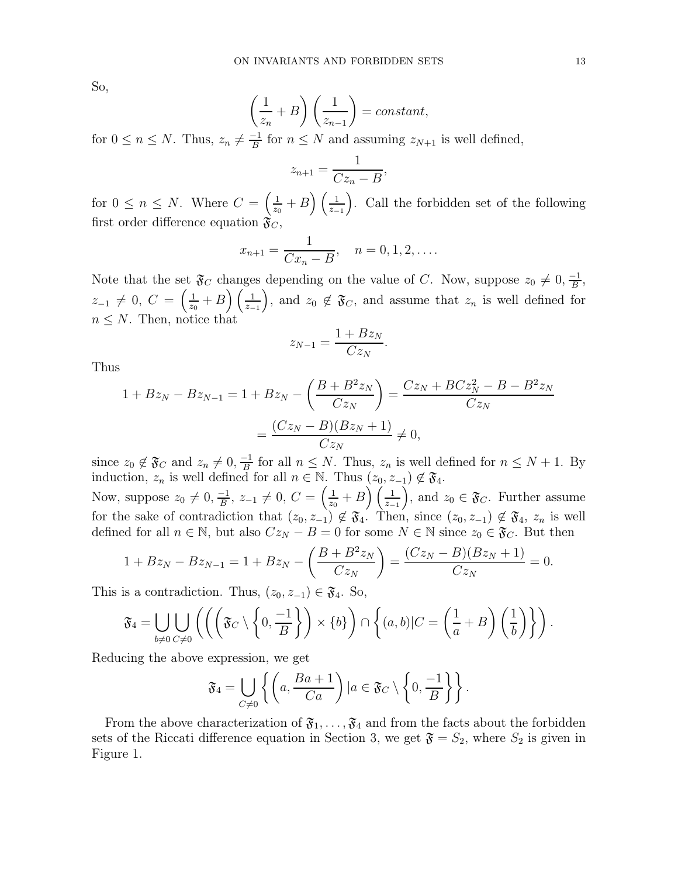So,

$$\left(\frac{1}{z_n}+B\right)\left(\frac{1}{z_{n-1}}\right)=constant,$$

for $0 \leq n \leq N$. Thus, $z_n \neq \frac{-1}{B}$ for $n \leq N$ and assuming $z_{N+1}$ is well defined,

$$z_{n+1}=\frac{1}{Cz_n-B},$$

for $0 \leq n \leq N$. Where $C=\left(\frac{1}{z_0}+B\right)\left(\frac{1}{z_{-1}}\right)$. Call the forbidden set of the following first order difference equation $\mathfrak{F}_C$,

$$x_{n+1}=\frac{1}{Cx_n-B}, \quad n=0,1,2,\ldots.$$

Note that the set $\mathfrak{F}_C$ changes depending on the value of $C$. Now, suppose $z_0 \neq 0, \frac{-1}{B}$, $z_{-1} \neq 0$, $C=\left(\frac{1}{z_0}+B\right)\left(\frac{1}{z_{-1}}\right)$, and $z_0 \notin \mathfrak{F}_C$, and assume that $z_n$ is well defined for $n \leq N$. Then, notice that

$$z_{N-1}=\frac{1+Bz_N}{Cz_N}.$$

Thus

$$\begin{aligned}1+Bz_N-Bz_{N-1}&=1+Bz_N-\left(\frac{B+B^2z_N}{Cz_N}\right)=\frac{Cz_N+BCz_N^2-B-B^2z_N}{Cz_N}\\&=\frac{(Cz_N-B)(Bz_N+1)}{Cz_N}\neq 0,\end{aligned}$$

since $z_0 \notin \mathfrak{F}_C$ and $z_n \neq 0, \frac{-1}{B}$ for all $n \leq N$. Thus, $z_n$ is well defined for $n \leq N+1$. By induction, $z_n$ is well defined for all $n \in \mathbb{N}$. Thus $(z_0, z_{-1}) \notin \mathfrak{F}_4$.

Now, suppose $z_0 \neq 0, \frac{-1}{B}$, $z_{-1} \neq 0$, $C=\left(\frac{1}{z_0}+B\right)\left(\frac{1}{z_{-1}}\right)$, and $z_0 \in \mathfrak{F}_C$. Further assume for the sake of contradiction that $(z_0, z_{-1}) \notin \mathfrak{F}_4$. Then, since $(z_0, z_{-1}) \notin \mathfrak{F}_4$, $z_n$ is well defined for all $n \in \mathbb{N}$, but also $Cz_N - B = 0$ for some $N \in \mathbb{N}$ since $z_0 \in \mathfrak{F}_C$. But then

$$1+Bz_N-Bz_{N-1}=1+Bz_N-\left(\frac{B+B^2z_N}{Cz_N}\right)=\frac{(Cz_N-B)(Bz_N+1)}{Cz_N}=0.$$

This is a contradiction. Thus, $(z_0, z_{-1}) \in \mathfrak{F}_4$. So,

$$\mathfrak{F}_4=\bigcup_{b\neq 0}\bigcup_{C\neq 0}\left(\left(\left(\mathfrak{F}_C \setminus \left\{0,\frac{-1}{B}\right\}\right)\times\{b\}\right)\cap\left\{(a,b)|C=\left(\frac{1}{a}+B\right)\left(\frac{1}{b}\right)\right\}\right).$$

Reducing the above expression, we get

$$\mathfrak{F}_4=\bigcup_{C\neq 0}\left\{\left(a,\frac{Ba+1}{Ca}\right)|a\in\mathfrak{F}_C\setminus\left\{0,\frac{-1}{B}\right\}\right\}.$$

From the above characterization of $\mathfrak{F}_1,\ldots,\mathfrak{F}_4$ and from the facts about the forbidden sets of the Riccati difference equation in Section 3, we get $\mathfrak{F}=S_2$, where $S_2$ is given in Figure 1.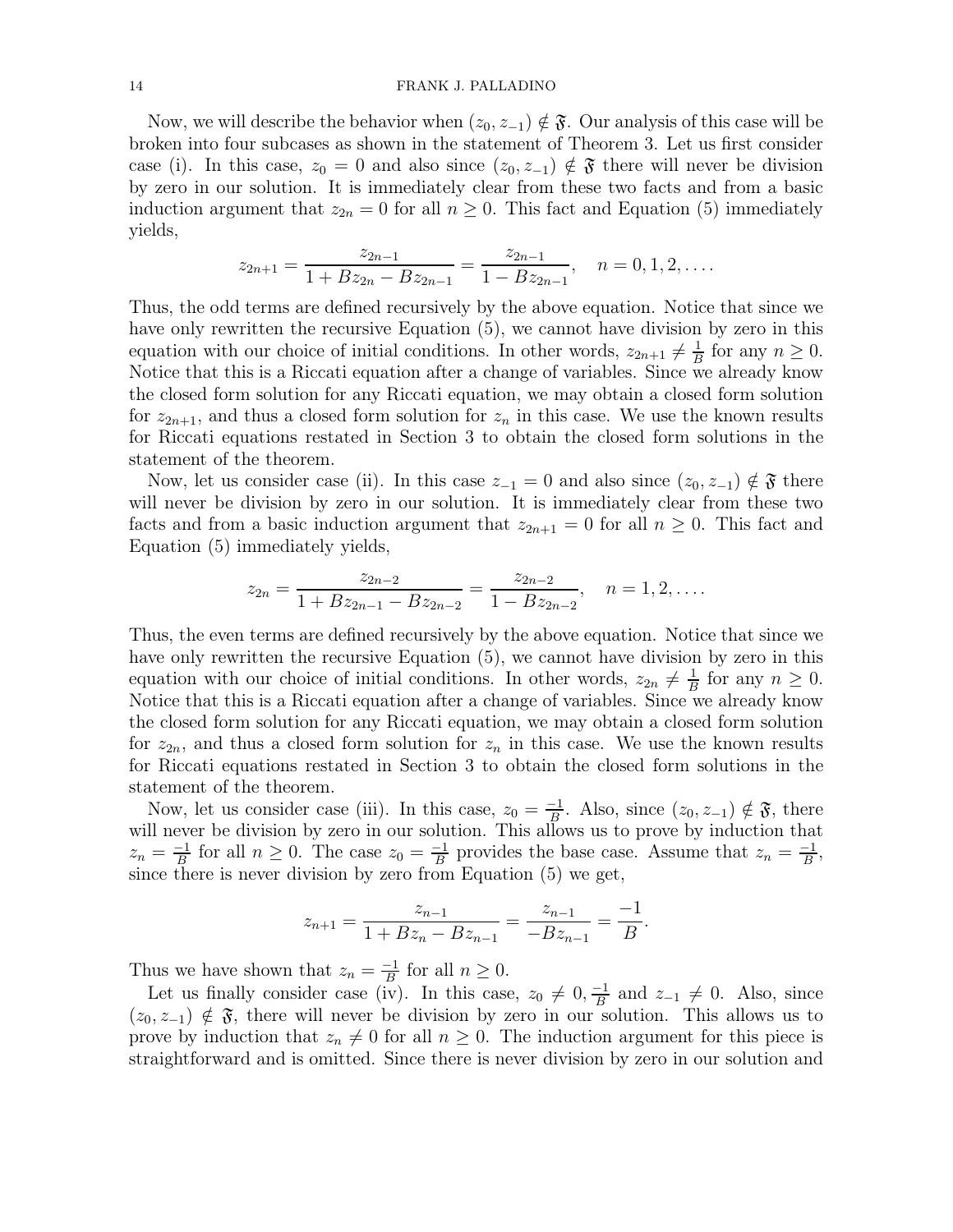Now, we will describe the behavior when $(z_0, z_{-1}) \notin \mathfrak{F}$. Our analysis of this case will be broken into four subcases as shown in the statement of Theorem 3. Let us first consider case (i). In this case, $z_0 = 0$ and also since $(z_0, z_{-1}) \notin \mathfrak{F}$ there will never be division by zero in our solution. It is immediately clear from these two facts and from a basic induction argument that $z_{2n} = 0$ for all $n \geq 0$. This fact and Equation (5) immediately yields,

$$z_{2n+1} = \frac{z_{2n-1}}{1 + Bz_{2n} - Bz_{2n-1}} = \frac{z_{2n-1}}{1 - Bz_{2n-1}}, \quad n = 0, 1, 2, \ldots.$$

Thus, the odd terms are defined recursively by the above equation. Notice that since we have only rewritten the recursive Equation (5), we cannot have division by zero in this equation with our choice of initial conditions. In other words, $z_{2n+1} \neq \frac{1}{B}$ for any $n \geq 0$. Notice that this is a Riccati equation after a change of variables. Since we already know the closed form solution for any Riccati equation, we may obtain a closed form solution for $z_{2n+1}$, and thus a closed form solution for $z_n$ in this case. We use the known results for Riccati equations restated in Section 3 to obtain the closed form solutions in the statement of the theorem.

Now, let us consider case (ii). In this case $z_{-1} = 0$ and also since $(z_0, z_{-1}) \notin \mathfrak{F}$ there will never be division by zero in our solution. It is immediately clear from these two facts and from a basic induction argument that $z_{2n+1} = 0$ for all $n \geq 0$. This fact and Equation (5) immediately yields,

$$z_{2n} = \frac{z_{2n-2}}{1 + Bz_{2n-1} - Bz_{2n-2}} = \frac{z_{2n-2}}{1 - Bz_{2n-2}}, \quad n = 1, 2, \ldots.$$

Thus, the even terms are defined recursively by the above equation. Notice that since we have only rewritten the recursive Equation (5), we cannot have division by zero in this equation with our choice of initial conditions. In other words, $z_{2n} \neq \frac{1}{B}$ for any $n \geq 0$. Notice that this is a Riccati equation after a change of variables. Since we already know the closed form solution for any Riccati equation, we may obtain a closed form solution for $z_{2n}$, and thus a closed form solution for $z_n$ in this case. We use the known results for Riccati equations restated in Section 3 to obtain the closed form solutions in the statement of the theorem.

Now, let us consider case (iii). In this case, $z_0 = \frac{-1}{B}$. Also, since $(z_0, z_{-1}) \notin \mathfrak{F}$, there will never be division by zero in our solution. This allows us to prove by induction that $z_n = \frac{-1}{B}$ for all $n \geq 0$. The case $z_0 = \frac{-1}{B}$ provides the base case. Assume that $z_n = \frac{-1}{B}$, since there is never division by zero from Equation (5) we get,

$$z_{n+1} = \frac{z_{n-1}}{1 + Bz_n - Bz_{n-1}} = \frac{z_{n-1}}{-Bz_{n-1}} = \frac{-1}{B}.$$

Thus we have shown that $z_n = \frac{-1}{B}$ for all $n \geq 0$.

Let us finally consider case (iv). In this case, $z_0 \neq 0, \frac{-1}{B}$ and $z_{-1} \neq 0$. Also, since $(z_0, z_{-1}) \notin \mathfrak{F}$, there will never be division by zero in our solution. This allows us to prove by induction that $z_n \neq 0$ for all $n \geq 0$. The induction argument for this piece is straightforward and is omitted. Since there is never division by zero in our solution and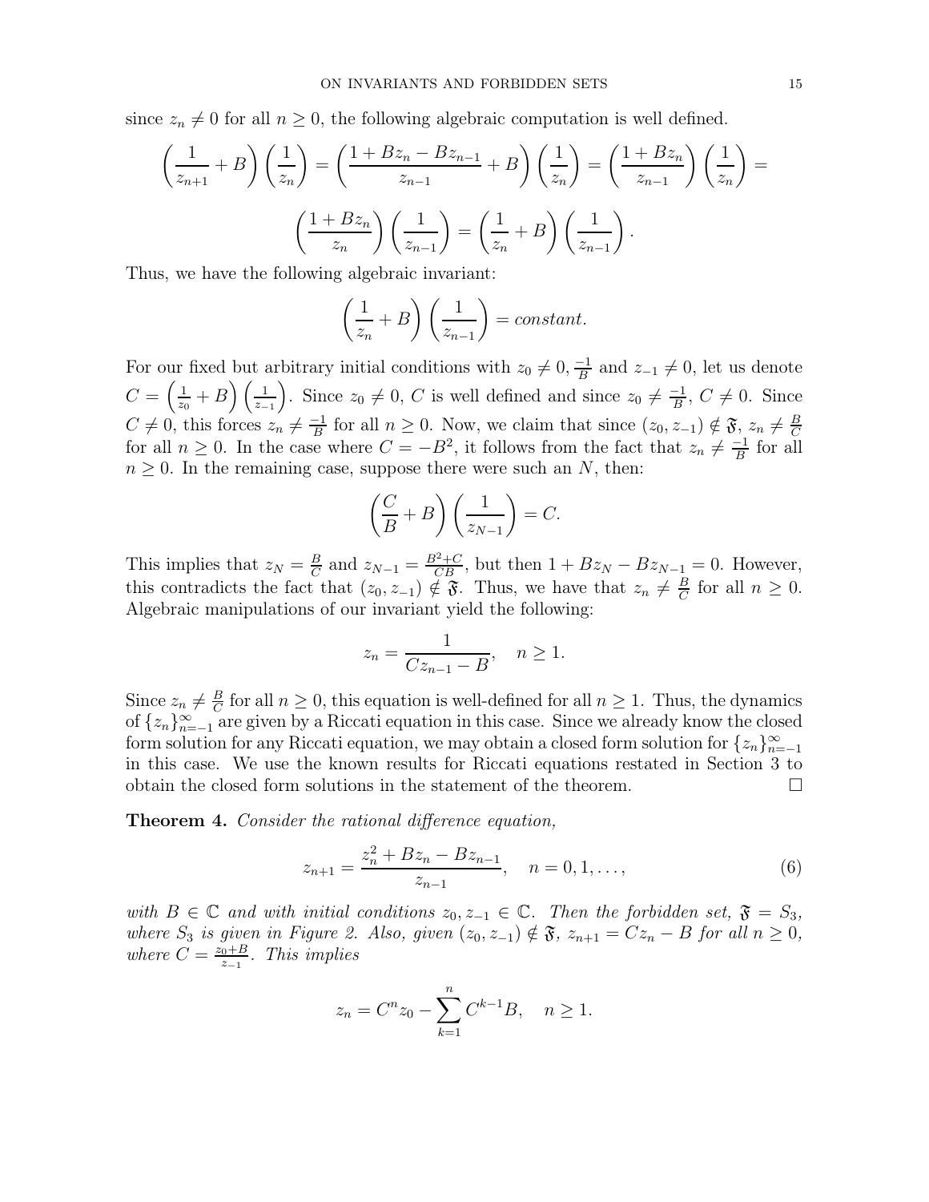since $z_n \neq 0$ for all $n \geq 0$, the following algebraic computation is well defined.

$$\left(\frac{1}{z_{n+1}} + B\right)\left(\frac{1}{z_n}\right) = \left(\frac{1 + Bz_n - Bz_{n-1}}{z_{n-1}} + B\right)\left(\frac{1}{z_n}\right) = \left(\frac{1 + Bz_n}{z_{n-1}}\right)\left(\frac{1}{z_n}\right) =$$

$$\left(\frac{1 + Bz_n}{z_n}\right)\left(\frac{1}{z_{n-1}}\right) = \left(\frac{1}{z_n} + B\right)\left(\frac{1}{z_{n-1}}\right).$$

Thus, we have the following algebraic invariant:

$$\left(\frac{1}{z_n} + B\right)\left(\frac{1}{z_{n-1}}\right) = constant.$$

For our fixed but arbitrary initial conditions with $z_0 \neq 0, \frac{-1}{B}$ and $z_{-1} \neq 0$, let us denote $C = \left(\frac{1}{z_0} + B\right)\left(\frac{1}{z_{-1}}\right)$. Since $z_0 \neq 0$, $C$ is well defined and since $z_0 \neq \frac{-1}{B}$, $C \neq 0$. Since $C \neq 0$, this forces $z_n \neq \frac{-1}{B}$ for all $n \geq 0$. Now, we claim that since $(z_0, z_{-1}) \notin \mathfrak{F}$, $z_n \neq \frac{B}{C}$ for all $n \geq 0$. In the case where $C = -B^2$, it follows from the fact that $z_n \neq \frac{-1}{B}$ for all $n \geq 0$. In the remaining case, suppose there were such an $N$, then:

$$\left(\frac{C}{B} + B\right)\left(\frac{1}{z_{N-1}}\right) = C.$$

This implies that $z_N = \frac{B}{C}$ and $z_{N-1} = \frac{B^2+C}{CB}$, but then $1 + Bz_N - Bz_{N-1} = 0$. However, this contradicts the fact that $(z_0, z_{-1}) \notin \mathfrak{F}$. Thus, we have that $z_n \neq \frac{B}{C}$ for all $n \geq 0$. Algebraic manipulations of our invariant yield the following:

$$z_n = \frac{1}{Cz_{n-1} - B}, \quad n \geq 1.$$

Since $z_n \neq \frac{B}{C}$ for all $n \geq 0$, this equation is well-defined for all $n \geq 1$. Thus, the dynamics of $\{z_n\}_{n=-1}^{\infty}$ are given by a Riccati equation in this case. Since we already know the closed form solution for any Riccati equation, we may obtain a closed form solution for $\{z_n\}_{n=-1}^{\infty}$ in this case. We use the known results for Riccati equations restated in Section 3 to obtain the closed form solutions in the statement of the theorem. □

**Theorem 4.** *Consider the rational difference equation,*

$$z_{n+1} = \frac{z_n^2 + Bz_n - Bz_{n-1}}{z_{n-1}}, \quad n = 0, 1, \ldots, \tag{6}$$

*with $B \in \mathbb{C}$ and with initial conditions $z_0, z_{-1} \in \mathbb{C}$. Then the forbidden set, $\mathfrak{F} = S_3$, where $S_3$ is given in Figure 2. Also, given $(z_0, z_{-1}) \notin \mathfrak{F}$, $z_{n+1} = Cz_n - B$ for all $n \geq 0$, where $C = \frac{z_0+B}{z_{-1}}$. This implies*

$$z_n = C^n z_0 - \sum_{k=1}^{n} C^{k-1} B, \quad n \geq 1.$$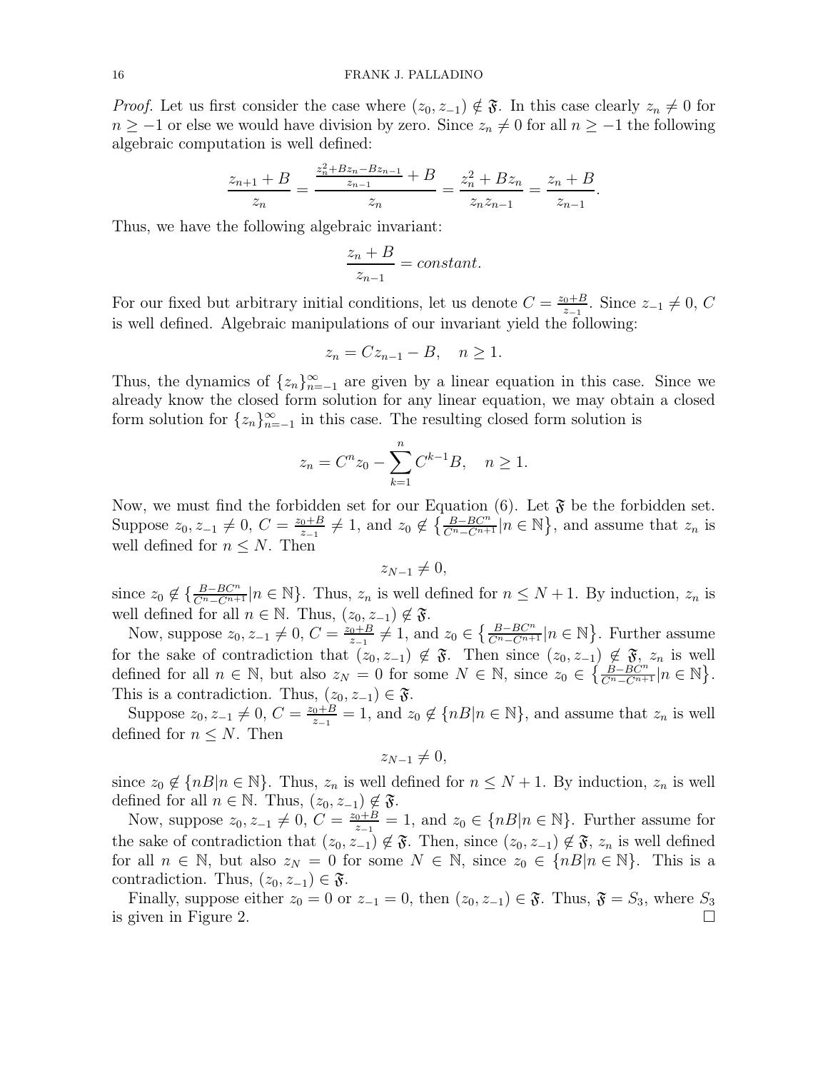*Proof.* Let us first consider the case where $(z_0, z_{-1}) \notin \mathfrak{F}$. In this case clearly $z_n \neq 0$ for $n \geq -1$ or else we would have division by zero. Since $z_n \neq 0$ for all $n \geq -1$ the following algebraic computation is well defined:

$$\frac{z_{n+1} + B}{z_n} = \frac{\frac{z_n^2 + Bz_n - Bz_{n-1}}{z_{n-1}} + B}{z_n} = \frac{z_n^2 + Bz_n}{z_n z_{n-1}} = \frac{z_n + B}{z_{n-1}}.$$

Thus, we have the following algebraic invariant:

$$\frac{z_n + B}{z_{n-1}} = constant.$$

For our fixed but arbitrary initial conditions, let us denote $C = \frac{z_0 + B}{z_{-1}}$. Since $z_{-1} \neq 0$, $C$ is well defined. Algebraic manipulations of our invariant yield the following:

$$z_n = Cz_{n-1} - B, \quad n \geq 1.$$

Thus, the dynamics of $\{z_n\}_{n=-1}^{\infty}$ are given by a linear equation in this case. Since we already know the closed form solution for any linear equation, we may obtain a closed form solution for $\{z_n\}_{n=-1}^{\infty}$ in this case. The resulting closed form solution is

$$z_n = C^n z_0 - \sum_{k=1}^{n} C^{k-1} B, \quad n \geq 1.$$

Now, we must find the forbidden set for our Equation (6). Let $\mathfrak{F}$ be the forbidden set. Suppose $z_0, z_{-1} \neq 0$, $C = \frac{z_0 + B}{z_{-1}} \neq 1$, and $z_0 \notin \left\{ \frac{B - BC^n}{C^n - C^{n+1}} | n \in \mathbb{N} \right\}$, and assume that $z_n$ is well defined for $n \leq N$. Then

$$z_{N-1} \neq 0,$$

since $z_0 \notin \{ \frac{B - BC^n}{C^n - C^{n+1}} | n \in \mathbb{N} \}$. Thus, $z_n$ is well defined for $n \leq N + 1$. By induction, $z_n$ is well defined for all $n \in \mathbb{N}$. Thus, $(z_0, z_{-1}) \notin \mathfrak{F}$.

Now, suppose $z_0, z_{-1} \neq 0$, $C = \frac{z_0 + B}{z_{-1}} \neq 1$, and $z_0 \in \left\{ \frac{B - BC^n}{C^n - C^{n+1}} | n \in \mathbb{N} \right\}$. Further assume for the sake of contradiction that $(z_0, z_{-1}) \notin \mathfrak{F}$. Then since $(z_0, z_{-1}) \notin \mathfrak{F}$, $z_n$ is well defined for all $n \in \mathbb{N}$, but also $z_N = 0$ for some $N \in \mathbb{N}$, since $z_0 \in \left\{ \frac{B - BC^n}{C^n - C^{n+1}} | n \in \mathbb{N} \right\}$. This is a contradiction. Thus, $(z_0, z_{-1}) \in \mathfrak{F}$.

Suppose $z_0, z_{-1} \neq 0$, $C = \frac{z_0 + B}{z_{-1}} = 1$, and $z_0 \notin \{nB | n \in \mathbb{N}\}$, and assume that $z_n$ is well defined for $n \leq N$. Then

$$z_{N-1} \neq 0,$$

since $z_0 \notin \{nB | n \in \mathbb{N}\}$. Thus, $z_n$ is well defined for $n \leq N + 1$. By induction, $z_n$ is well defined for all $n \in \mathbb{N}$. Thus, $(z_0, z_{-1}) \notin \mathfrak{F}$.

Now, suppose $z_0, z_{-1} \neq 0$, $C = \frac{z_0 + B}{z_{-1}} = 1$, and $z_0 \in \{nB | n \in \mathbb{N}\}$. Further assume for the sake of contradiction that $(z_0, z_{-1}) \notin \mathfrak{F}$. Then, since $(z_0, z_{-1}) \notin \mathfrak{F}$, $z_n$ is well defined for all $n \in \mathbb{N}$, but also $z_N = 0$ for some $N \in \mathbb{N}$, since $z_0 \in \{nB | n \in \mathbb{N}\}$. This is a contradiction. Thus, $(z_0, z_{-1}) \in \mathfrak{F}$.

Finally, suppose either $z_0 = 0$ or $z_{-1} = 0$, then $(z_0, z_{-1}) \in \mathfrak{F}$. Thus, $\mathfrak{F} = S_3$, where $S_3$ is given in Figure 2. $\square$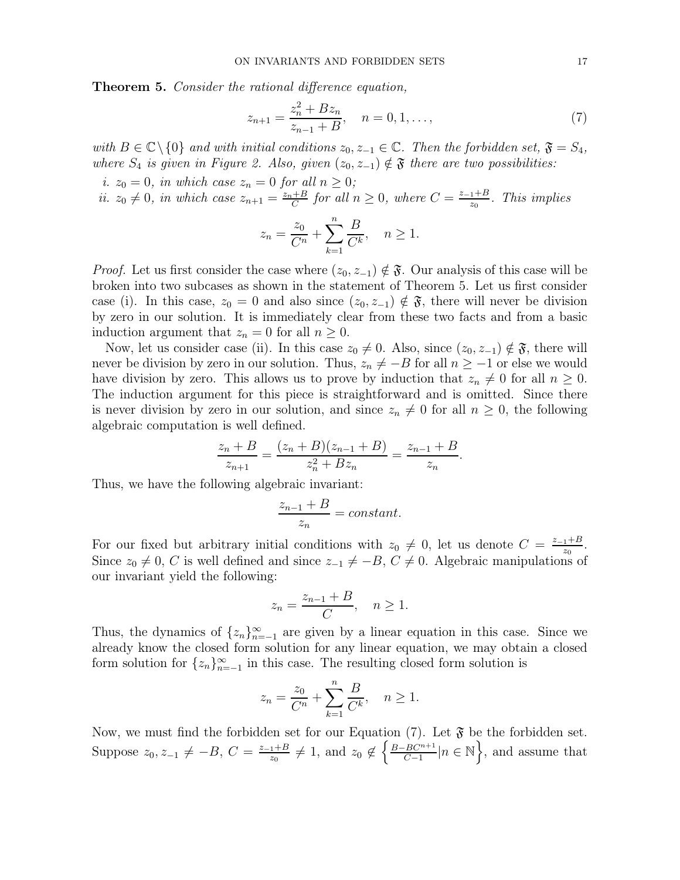**Theorem 5.** *Consider the rational difference equation,*

$$z_{n+1} = \frac{z_n^2 + Bz_n}{z_{n-1} + B}, \quad n = 0, 1, \ldots, \tag{7}$$

*with $B \in \mathbb{C}\setminus\{0\}$ and with initial conditions $z_0, z_{-1} \in \mathbb{C}$. Then the forbidden set, $\mathfrak{F} = S_4$, where $S_4$ is given in Figure 2. Also, given $(z_0, z_{-1}) \notin \mathfrak{F}$ there are two possibilities:*

*i. $z_0 = 0$, in which case $z_n = 0$ for all $n \geq 0$;*

*ii. $z_0 \neq 0$, in which case $z_{n+1} = \frac{z_n + B}{C}$ for all $n \geq 0$, where $C = \frac{z_{-1}+B}{z_0}$. This implies*

$$z_n = \frac{z_0}{C^n} + \sum_{k=1}^{n} \frac{B}{C^k}, \quad n \geq 1.$$

*Proof.* Let us first consider the case where $(z_0, z_{-1}) \notin \mathfrak{F}$. Our analysis of this case will be broken into two subcases as shown in the statement of Theorem 5. Let us first consider case (i). In this case, $z_0 = 0$ and also since $(z_0, z_{-1}) \notin \mathfrak{F}$, there will never be division by zero in our solution. It is immediately clear from these two facts and from a basic induction argument that $z_n = 0$ for all $n \geq 0$.

Now, let us consider case (ii). In this case $z_0 \neq 0$. Also, since $(z_0, z_{-1}) \notin \mathfrak{F}$, there will never be division by zero in our solution. Thus, $z_n \neq -B$ for all $n \geq -1$ or else we would have division by zero. This allows us to prove by induction that $z_n \neq 0$ for all $n \geq 0$. The induction argument for this piece is straightforward and is omitted. Since there is never division by zero in our solution, and since $z_n \neq 0$ for all $n \geq 0$, the following algebraic computation is well defined.

$$\frac{z_n + B}{z_{n+1}} = \frac{(z_n + B)(z_{n-1} + B)}{z_n^2 + Bz_n} = \frac{z_{n-1} + B}{z_n}.$$

Thus, we have the following algebraic invariant:

$$\frac{z_{n-1} + B}{z_n} = constant.$$

For our fixed but arbitrary initial conditions with $z_0 \neq 0$, let us denote $C = \frac{z_{-1}+B}{z_0}$. Since $z_0 \neq 0$, $C$ is well defined and since $z_{-1} \neq -B$, $C \neq 0$. Algebraic manipulations of our invariant yield the following:

$$z_n = \frac{z_{n-1} + B}{C}, \quad n \geq 1.$$

Thus, the dynamics of $\{z_n\}_{n=-1}^{\infty}$ are given by a linear equation in this case. Since we already know the closed form solution for any linear equation, we may obtain a closed form solution for $\{z_n\}_{n=-1}^{\infty}$ in this case. The resulting closed form solution is

$$z_n = \frac{z_0}{C^n} + \sum_{k=1}^{n} \frac{B}{C^k}, \quad n \geq 1.$$

Now, we must find the forbidden set for our Equation (7). Let $\mathfrak{F}$ be the forbidden set. Suppose $z_0, z_{-1} \neq -B$, $C = \frac{z_{-1}+B}{z_0} \neq 1$, and $z_0 \notin \left\{ \frac{B - BC^{n+1}}{C-1} | n \in \mathbb{N} \right\}$, and assume that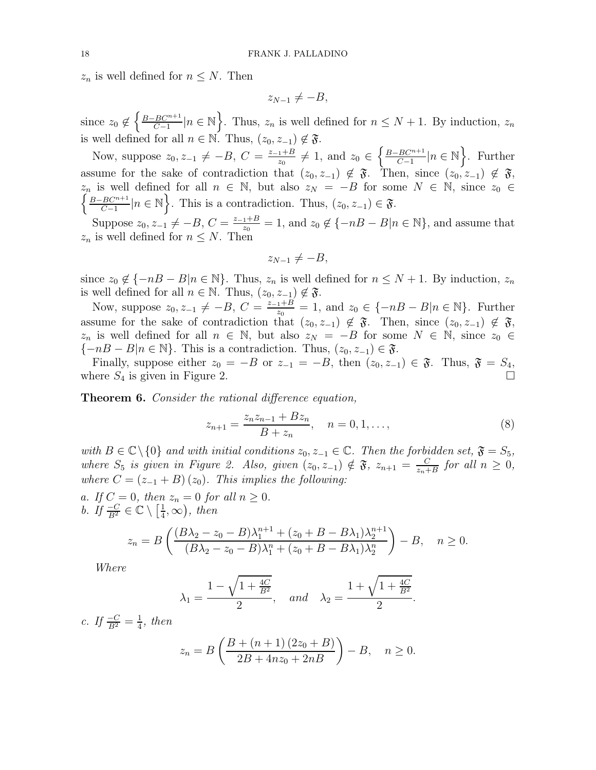$z_n$ is well defined for $n \leq N$. Then

$$z_{N-1} \neq -B,$$

since $z_0 \notin \left\{\frac{B-BC^{n+1}}{C-1} | n \in \mathbb{N}\right\}$. Thus, $z_n$ is well defined for $n \leq N+1$. By induction, $z_n$ is well defined for all $n \in \mathbb{N}$. Thus, $(z_0, z_{-1}) \notin \mathfrak{F}$.

Now, suppose $z_0, z_{-1} \neq -B$, $C = \frac{z_{-1}+B}{z_0} \neq 1$, and $z_0 \in \left\{\frac{B-BC^{n+1}}{C-1} | n \in \mathbb{N}\right\}$. Further assume for the sake of contradiction that $(z_0, z_{-1}) \notin \mathfrak{F}$. Then, since $(z_0, z_{-1}) \notin \mathfrak{F}$, $z_n$ is well defined for all $n \in \mathbb{N}$, but also $z_N = -B$ for some $N \in \mathbb{N}$, since $z_0 \in \left\{\frac{B-BC^{n+1}}{C-1} | n \in \mathbb{N}\right\}$. This is a contradiction. Thus, $(z_0, z_{-1}) \in \mathfrak{F}$.

Suppose $z_0, z_{-1} \neq -B$, $C = \frac{z_{-1}+B}{z_0} = 1$, and $z_0 \notin \{-nB - B | n \in \mathbb{N}\}$, and assume that $z_n$ is well defined for $n \leq N$. Then

$$z_{N-1} \neq -B,$$

since $z_0 \notin \{-nB - B | n \in \mathbb{N}\}$. Thus, $z_n$ is well defined for $n \leq N+1$. By induction, $z_n$ is well defined for all $n \in \mathbb{N}$. Thus, $(z_0, z_{-1}) \notin \mathfrak{F}$.

Now, suppose $z_0, z_{-1} \neq -B$, $C = \frac{z_{-1}+B}{z_0} = 1$, and $z_0 \in \{-nB - B | n \in \mathbb{N}\}$. Further assume for the sake of contradiction that $(z_0, z_{-1}) \notin \mathfrak{F}$. Then, since $(z_0, z_{-1}) \notin \mathfrak{F}$, $z_n$ is well defined for all $n \in \mathbb{N}$, but also $z_N = -B$ for some $N \in \mathbb{N}$, since $z_0 \in \{-nB - B | n \in \mathbb{N}\}$. This is a contradiction. Thus, $(z_0, z_{-1}) \in \mathfrak{F}$.

Finally, suppose either $z_0 = -B$ or $z_{-1} = -B$, then $(z_0, z_{-1}) \in \mathfrak{F}$. Thus, $\mathfrak{F} = S_4$, where $S_4$ is given in Figure 2. ∎

**Theorem 6.** *Consider the rational difference equation,*

$$z_{n+1} = \frac{z_n z_{n-1} + B z_n}{B + z_n}, \quad n = 0, 1, \ldots, \tag{8}$$

*with $B \in \mathbb{C} \setminus \{0\}$ and with initial conditions $z_0, z_{-1} \in \mathbb{C}$. Then the forbidden set, $\mathfrak{F} = S_5$, where $S_5$ is given in Figure 2. Also, given $(z_0, z_{-1}) \notin \mathfrak{F}$, $z_{n+1} = \frac{C}{z_n + B}$ for all $n \geq 0$, where $C = (z_{-1} + B)(z_0)$. This implies the following:*

*a. If $C = 0$, then $z_n = 0$ for all $n \geq 0$.*
*b. If $\frac{-C}{B^2} \in \mathbb{C} \setminus \left[\frac{1}{4}, \infty\right)$, then*

$$z_n = B\left(\frac{(B\lambda_2 - z_0 - B)\lambda_1^{n+1} + (z_0 + B - B\lambda_1)\lambda_2^{n+1}}{(B\lambda_2 - z_0 - B)\lambda_1^n + (z_0 + B - B\lambda_1)\lambda_2^n}\right) - B, \quad n \geq 0.$$

*Where*

$$\lambda_1 = \frac{1 - \sqrt{1 + \frac{4C}{B^2}}}{2}, \quad \text{and} \quad \lambda_2 = \frac{1 + \sqrt{1 + \frac{4C}{B^2}}}{2}.$$

*c. If $\frac{-C}{B^2} = \frac{1}{4}$, then*

$$z_n = B\left(\frac{B + (n+1)(2z_0 + B)}{2B + 4nz_0 + 2nB}\right) - B, \quad n \geq 0.$$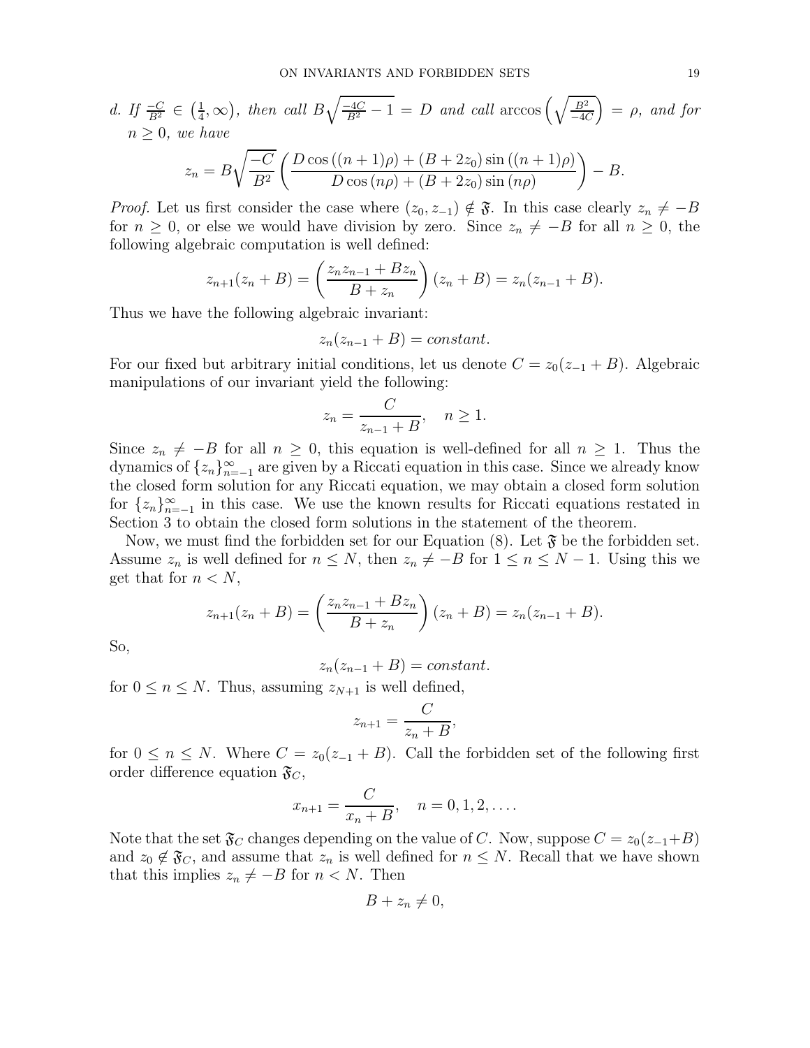*d. If $\frac{-C}{B^2} \in \left(\frac{1}{4}, \infty\right)$, then call $B\sqrt{\frac{-4C}{B^2} - 1} = D$ and call $\arccos\left(\sqrt{\frac{B^2}{-4C}}\right) = \rho$, and for $n \geq 0$, we have*

$$z_n = B\sqrt{\frac{-C}{B^2}}\left(\frac{D\cos\left((n+1)\rho\right) + (B + 2z_0)\sin\left((n+1)\rho\right)}{D\cos\left(n\rho\right) + (B + 2z_0)\sin\left(n\rho\right)}\right) - B.$$

*Proof.* Let us first consider the case where $(z_0, z_{-1}) \notin \mathfrak{F}$. In this case clearly $z_n \neq -B$ for $n \geq 0$, or else we would have division by zero. Since $z_n \neq -B$ for all $n \geq 0$, the following algebraic computation is well defined:

$$z_{n+1}(z_n + B) = \left(\frac{z_n z_{n-1} + Bz_n}{B + z_n}\right)(z_n + B) = z_n(z_{n-1} + B).$$

Thus we have the following algebraic invariant:

$$z_n(z_{n-1} + B) = constant.$$

For our fixed but arbitrary initial conditions, let us denote $C = z_0(z_{-1} + B)$. Algebraic manipulations of our invariant yield the following:

$$z_n = \frac{C}{z_{n-1} + B}, \quad n \geq 1.$$

Since $z_n \neq -B$ for all $n \geq 0$, this equation is well-defined for all $n \geq 1$. Thus the dynamics of $\{z_n\}_{n=-1}^{\infty}$ are given by a Riccati equation in this case. Since we already know the closed form solution for any Riccati equation, we may obtain a closed form solution for $\{z_n\}_{n=-1}^{\infty}$ in this case. We use the known results for Riccati equations restated in Section 3 to obtain the closed form solutions in the statement of the theorem.

Now, we must find the forbidden set for our Equation (8). Let $\mathfrak{F}$ be the forbidden set. Assume $z_n$ is well defined for $n \leq N$, then $z_n \neq -B$ for $1 \leq n \leq N - 1$. Using this we get that for $n < N$,

$$z_{n+1}(z_n + B) = \left(\frac{z_n z_{n-1} + Bz_n}{B + z_n}\right)(z_n + B) = z_n(z_{n-1} + B).$$

So,

$$z_n(z_{n-1} + B) = constant.$$

for $0 \leq n \leq N$. Thus, assuming $z_{N+1}$ is well defined,

$$z_{n+1} = \frac{C}{z_n + B},$$

for $0 \leq n \leq N$. Where $C = z_0(z_{-1} + B)$. Call the forbidden set of the following first order difference equation $\mathfrak{F}_C$,

$$x_{n+1} = \frac{C}{x_n + B}, \quad n = 0, 1, 2, \ldots.$$

Note that the set $\mathfrak{F}_C$ changes depending on the value of $C$. Now, suppose $C = z_0(z_{-1}+B)$ and $z_0 \notin \mathfrak{F}_C$, and assume that $z_n$ is well defined for $n \leq N$. Recall that we have shown that this implies $z_n \neq -B$ for $n < N$. Then

$$B + z_n \neq 0,$$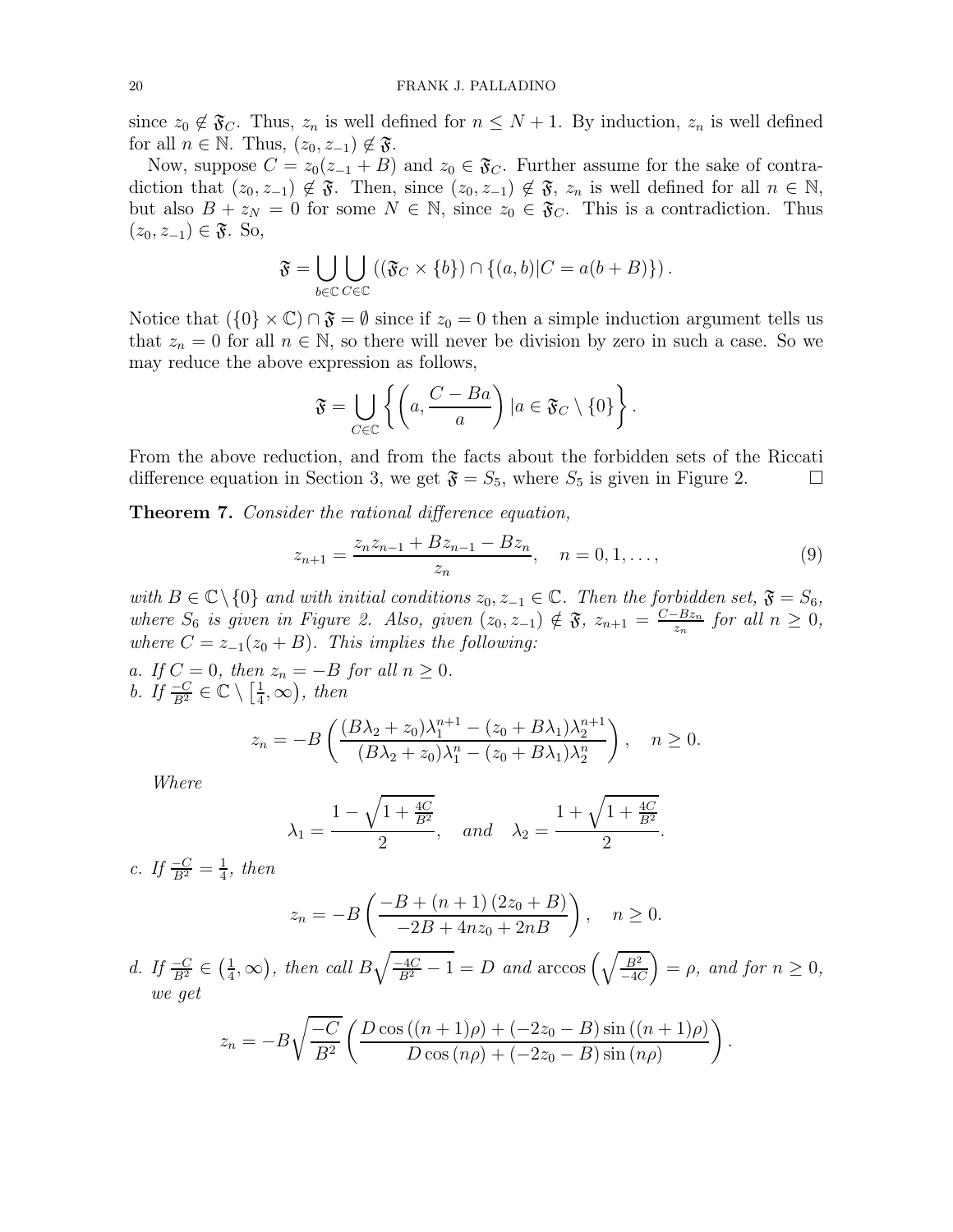since $z_0 \notin \mathfrak{F}_C$. Thus, $z_n$ is well defined for $n \leq N+1$. By induction, $z_n$ is well defined for all $n \in \mathbb{N}$. Thus, $(z_0, z_{-1}) \notin \mathfrak{F}$.

Now, suppose $C = z_0(z_{-1} + B)$ and $z_0 \in \mathfrak{F}_C$. Further assume for the sake of contradiction that $(z_0, z_{-1}) \notin \mathfrak{F}$. Then, since $(z_0, z_{-1}) \notin \mathfrak{F}$, $z_n$ is well defined for all $n \in \mathbb{N}$, but also $B + z_N = 0$ for some $N \in \mathbb{N}$, since $z_0 \in \mathfrak{F}_C$. This is a contradiction. Thus $(z_0, z_{-1}) \in \mathfrak{F}$. So,

$$\mathfrak{F} = \bigcup_{b \in \mathbb{C}} \bigcup_{C \in \mathbb{C}} \left( (\mathfrak{F}_C \times \{b\}) \cap \{(a,b) | C = a(b+B)\} \right).$$

Notice that $(\{0\} \times \mathbb{C}) \cap \mathfrak{F} = \emptyset$ since if $z_0 = 0$ then a simple induction argument tells us that $z_n = 0$ for all $n \in \mathbb{N}$, so there will never be division by zero in such a case. So we may reduce the above expression as follows,

$$\mathfrak{F} = \bigcup_{C \in \mathbb{C}} \left\{ \left( a, \frac{C - Ba}{a} \right) | a \in \mathfrak{F}_C \setminus \{0\} \right\}.$$

From the above reduction, and from the facts about the forbidden sets of the Riccati difference equation in Section 3, we get $\mathfrak{F} = S_5$, where $S_5$ is given in Figure 2. $\square$

**Theorem 7.** *Consider the rational difference equation,*

$$z_{n+1} = \frac{z_n z_{n-1} + B z_{n-1} - B z_n}{z_n}, \quad n = 0, 1, \ldots, \tag{9}$$

*with $B \in \mathbb{C} \setminus \{0\}$ and with initial conditions $z_0, z_{-1} \in \mathbb{C}$. Then the forbidden set, $\mathfrak{F} = S_6$, where $S_6$ is given in Figure 2. Also, given $(z_0, z_{-1}) \notin \mathfrak{F}$, $z_{n+1} = \frac{C - Bz_n}{z_n}$ for all $n \geq 0$, where $C = z_{-1}(z_0 + B)$. This implies the following:*

*a. If $C = 0$, then $z_n = -B$ for all $n \geq 0$.*
*b. If $\frac{-C}{B^2} \in \mathbb{C} \setminus \left[\frac{1}{4}, \infty\right)$, then*

$$z_n = -B \left( \frac{(B\lambda_2 + z_0)\lambda_1^{n+1} - (z_0 + B\lambda_1)\lambda_2^{n+1}}{(B\lambda_2 + z_0)\lambda_1^n - (z_0 + B\lambda_1)\lambda_2^n} \right), \quad n \geq 0.$$

*Where*

$$\lambda_1 = \frac{1 - \sqrt{1 + \frac{4C}{B^2}}}{2}, \quad and \quad \lambda_2 = \frac{1 + \sqrt{1 + \frac{4C}{B^2}}}{2}.$$

*c. If $\frac{-C}{B^2} = \frac{1}{4}$, then*

$$z_n = -B \left( \frac{-B + (n+1)(2z_0 + B)}{-2B + 4nz_0 + 2nB} \right), \quad n \geq 0.$$

*d. If $\frac{-C}{B^2} \in \left(\frac{1}{4}, \infty\right)$, then call $B\sqrt{\frac{-4C}{B^2} - 1} = D$ and $\arccos\left(\sqrt{\frac{B^2}{-4C}}\right) = \rho$, and for $n \geq 0$, we get*

$$z_n = -B\sqrt{\frac{-C}{B^2}} \left( \frac{D\cos((n+1)\rho) + (-2z_0 - B)\sin((n+1)\rho)}{D\cos(n\rho) + (-2z_0 - B)\sin(n\rho)} \right).$$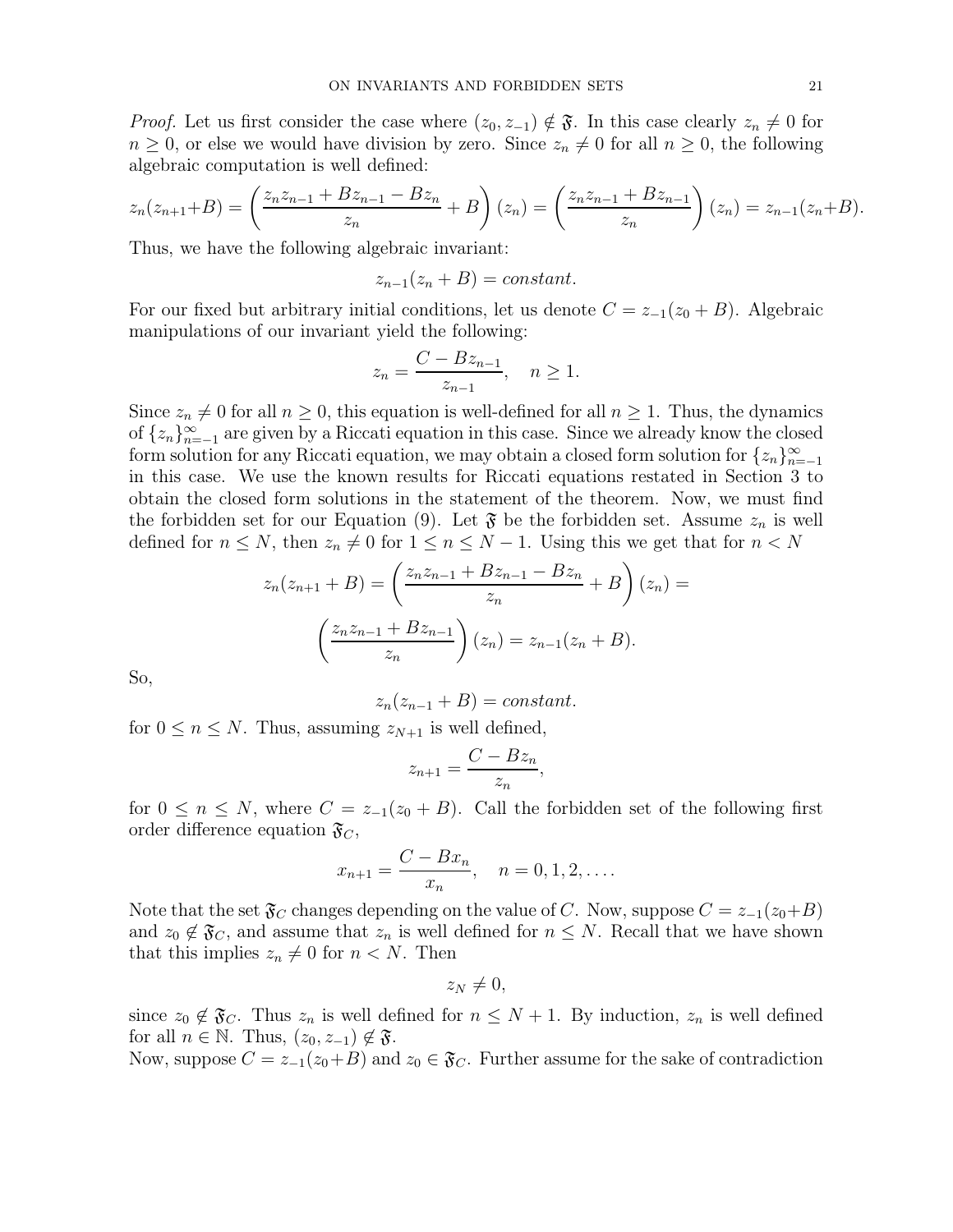*Proof.* Let us first consider the case where $(z_0, z_{-1}) \notin \mathfrak{F}$. In this case clearly $z_n \neq 0$ for $n \geq 0$, or else we would have division by zero. Since $z_n \neq 0$ for all $n \geq 0$, the following algebraic computation is well defined:

$$z_n(z_{n+1}+B) = \left(\frac{z_n z_{n-1} + Bz_{n-1} - Bz_n}{z_n} + B\right)(z_n) = \left(\frac{z_n z_{n-1} + Bz_{n-1}}{z_n}\right)(z_n) = z_{n-1}(z_n+B).$$

Thus, we have the following algebraic invariant:

$$z_{n-1}(z_n + B) = \textit{constant}.$$

For our fixed but arbitrary initial conditions, let us denote $C = z_{-1}(z_0 + B)$. Algebraic manipulations of our invariant yield the following:

$$z_n = \frac{C - Bz_{n-1}}{z_{n-1}}, \quad n \geq 1.$$

Since $z_n \neq 0$ for all $n \geq 0$, this equation is well-defined for all $n \geq 1$. Thus, the dynamics of $\{z_n\}_{n=-1}^{\infty}$ are given by a Riccati equation in this case. Since we already know the closed form solution for any Riccati equation, we may obtain a closed form solution for $\{z_n\}_{n=-1}^{\infty}$ in this case. We use the known results for Riccati equations restated in Section 3 to obtain the closed form solutions in the statement of the theorem. Now, we must find the forbidden set for our Equation (9). Let $\mathfrak{F}$ be the forbidden set. Assume $z_n$ is well defined for $n \leq N$, then $z_n \neq 0$ for $1 \leq n \leq N-1$. Using this we get that for $n < N$

$$z_n(z_{n+1} + B) = \left(\frac{z_n z_{n-1} + Bz_{n-1} - Bz_n}{z_n} + B\right)(z_n) =$$

$$\left(\frac{z_n z_{n-1} + Bz_{n-1}}{z_n}\right)(z_n) = z_{n-1}(z_n + B).$$

So,

$$z_n(z_{n-1} + B) = \textit{constant}.$$

for $0 \leq n \leq N$. Thus, assuming $z_{N+1}$ is well defined,

$$z_{n+1} = \frac{C - Bz_n}{z_n},$$

for $0 \leq n \leq N$, where $C = z_{-1}(z_0 + B)$. Call the forbidden set of the following first order difference equation $\mathfrak{F}_C$,

$$x_{n+1} = \frac{C - Bx_n}{x_n}, \quad n = 0, 1, 2, \ldots.$$

Note that the set $\mathfrak{F}_C$ changes depending on the value of $C$. Now, suppose $C = z_{-1}(z_0+B)$ and $z_0 \notin \mathfrak{F}_C$, and assume that $z_n$ is well defined for $n \leq N$. Recall that we have shown that this implies $z_n \neq 0$ for $n < N$. Then

$$z_N \neq 0,$$

since $z_0 \notin \mathfrak{F}_C$. Thus $z_n$ is well defined for $n \leq N+1$. By induction, $z_n$ is well defined for all $n \in \mathbb{N}$. Thus, $(z_0, z_{-1}) \notin \mathfrak{F}$.

Now, suppose $C = z_{-1}(z_0+B)$ and $z_0 \in \mathfrak{F}_C$. Further assume for the sake of contradiction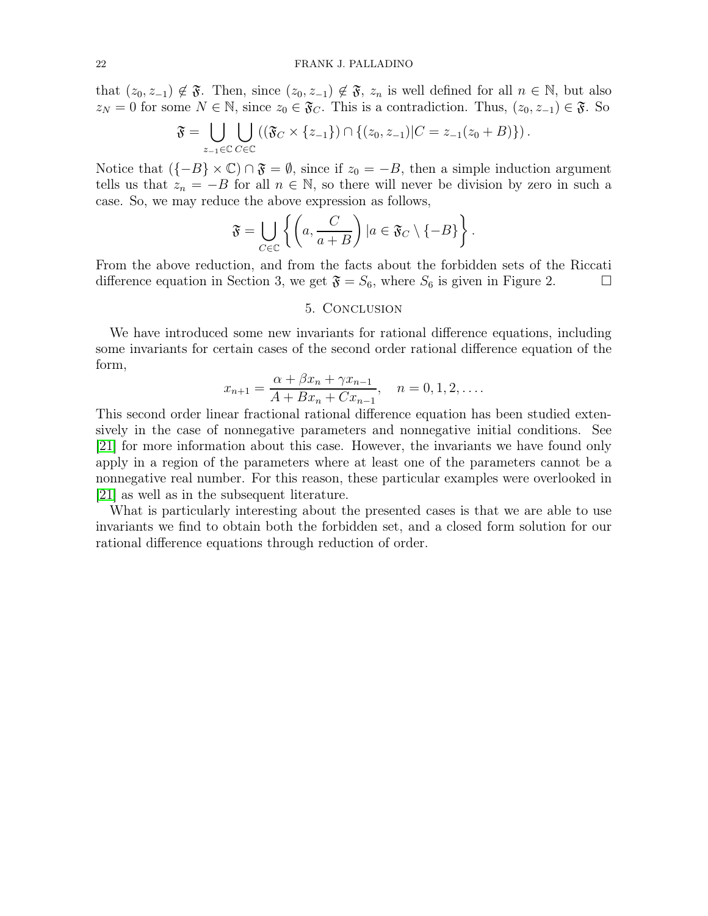that $(z_0, z_{-1}) \notin \mathfrak{F}$. Then, since $(z_0, z_{-1}) \notin \mathfrak{F}$, $z_n$ is well defined for all $n \in \mathbb{N}$, but also $z_N = 0$ for some $N \in \mathbb{N}$, since $z_0 \in \mathfrak{F}_C$. This is a contradiction. Thus, $(z_0, z_{-1}) \in \mathfrak{F}$. So

$$\mathfrak{F} = \bigcup_{z_{-1} \in \mathbb{C}} \bigcup_{C \in \mathbb{C}} \left( (\mathfrak{F}_C \times \{z_{-1}\}) \cap \{(z_0, z_{-1}) | C = z_{-1}(z_0 + B)\} \right).$$

Notice that $(\{-B\} \times \mathbb{C}) \cap \mathfrak{F} = \emptyset$, since if $z_0 = -B$, then a simple induction argument tells us that $z_n = -B$ for all $n \in \mathbb{N}$, so there will never be division by zero in such a case. So, we may reduce the above expression as follows,

$$\mathfrak{F} = \bigcup_{C \in \mathbb{C}} \left\{ \left( a, \frac{C}{a + B} \right) | a \in \mathfrak{F}_C \setminus \{-B\} \right\}.$$

From the above reduction, and from the facts about the forbidden sets of the Riccati difference equation in Section 3, we get $\mathfrak{F} = S_6$, where $S_6$ is given in Figure 2. $\square$

## 5. Conclusion

We have introduced some new invariants for rational difference equations, including some invariants for certain cases of the second order rational difference equation of the form,

$$x_{n+1} = \frac{\alpha + \beta x_n + \gamma x_{n-1}}{A + Bx_n + Cx_{n-1}}, \quad n = 0, 1, 2, \ldots.$$

This second order linear fractional rational difference equation has been studied extensively in the case of nonnegative parameters and nonnegative initial conditions. See [21] for more information about this case. However, the invariants we have found only apply in a region of the parameters where at least one of the parameters cannot be a nonnegative real number. For this reason, these particular examples were overlooked in [21] as well as in the subsequent literature.

What is particularly interesting about the presented cases is that we are able to use invariants we find to obtain both the forbidden set, and a closed form solution for our rational difference equations through reduction of order.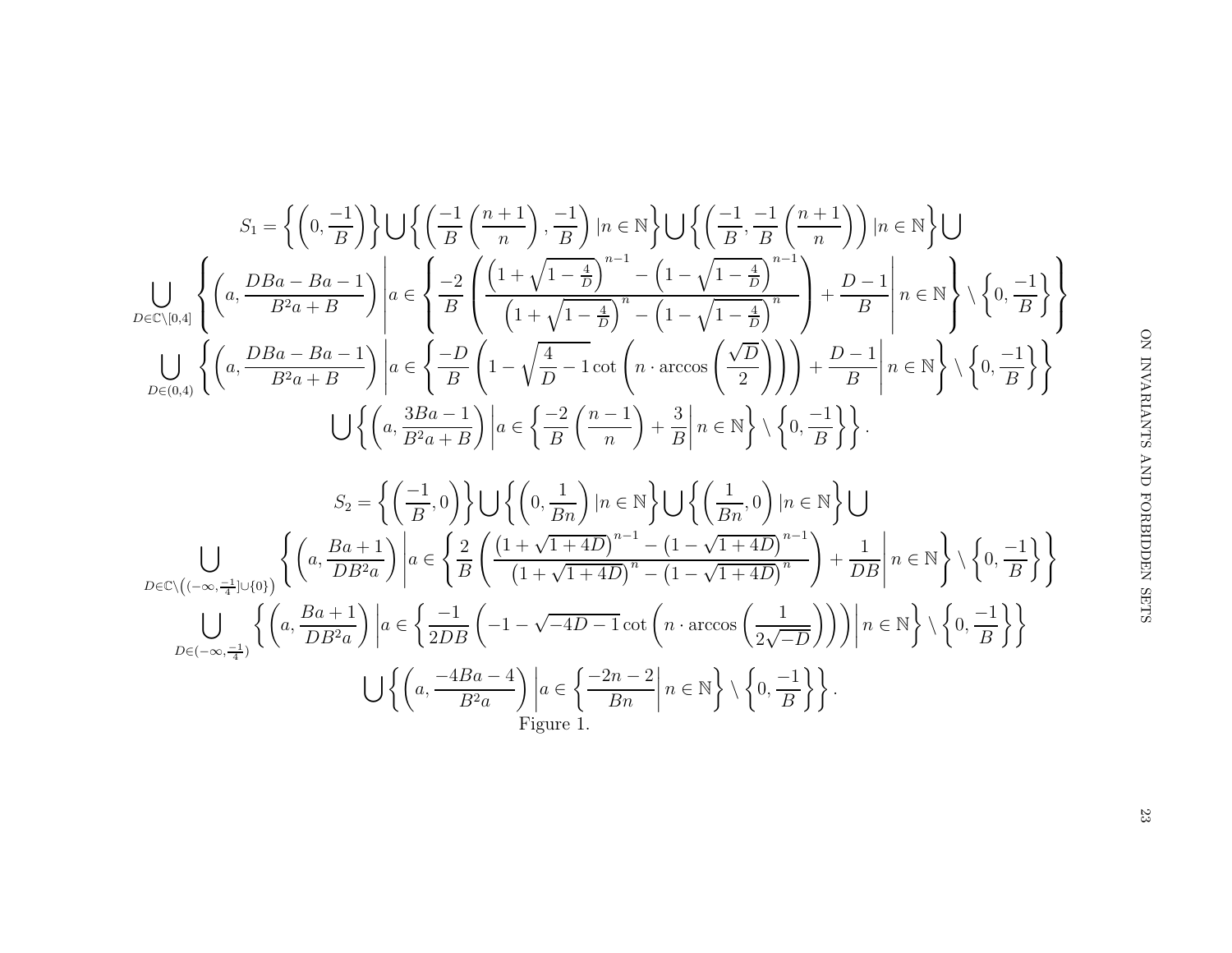$$S_1 = \left\{\left(0, \frac{-1}{B}\right)\right\} \bigcup \left\{\left(\frac{-1}{B}\left(\frac{n+1}{n}\right), \frac{-1}{B}\right) | n \in \mathbb{N}\right\} \bigcup \left\{\left(\frac{-1}{B}, \frac{-1}{B}\left(\frac{n+1}{n}\right)\right) | n \in \mathbb{N}\right\} \bigcup$$

$$\bigcup_{D \in \mathbb{C} \setminus [0,4]} \left\{ \left(a, \frac{DBa - Ba - 1}{B^2 a + B}\right) \middle| a \in \left\{ \frac{-2}{B} \left( \frac{\left(1+\sqrt{1-\frac{4}{D}}\right)^{n-1} - \left(1-\sqrt{1-\frac{4}{D}}\right)^{n-1}}{\left(1+\sqrt{1-\frac{4}{D}}\right)^{n} - \left(1-\sqrt{1-\frac{4}{D}}\right)^{n}} \right) + \frac{D-1}{B} \middle| n \in \mathbb{N} \right\} \setminus \left\{0, \frac{-1}{B}\right\} \right\}$$

$$\bigcup_{D \in (0,4)} \left\{ \left(a, \frac{DBa - Ba - 1}{B^2 a + B}\right) \middle| a \in \left\{ \frac{-D}{B} \left(1 - \sqrt{\frac{4}{D} - 1} \cot\left(n \cdot \arccos\left(\frac{\sqrt{D}}{2}\right)\right)\right) + \frac{D-1}{B} \middle| n \in \mathbb{N} \right\} \setminus \left\{0, \frac{-1}{B}\right\} \right\}$$

$$\bigcup \left\{ \left(a, \frac{3Ba - 1}{B^2 a + B}\right) \middle| a \in \left\{ \frac{-2}{B}\left(\frac{n-1}{n}\right) + \frac{3}{B} \middle| n \in \mathbb{N} \right\} \setminus \left\{0, \frac{-1}{B}\right\} \right\}.$$

$$S_2 = \left\{\left(\frac{-1}{B}, 0\right)\right\} \bigcup \left\{\left(0, \frac{1}{Bn}\right) | n \in \mathbb{N}\right\} \bigcup \left\{\left(\frac{1}{Bn}, 0\right) | n \in \mathbb{N}\right\} \bigcup$$

$$\bigcup_{D \in \mathbb{C} \setminus \left((-\infty, \frac{-1}{4}] \cup \{0\}\right)} \left\{ \left(a, \frac{Ba + 1}{DB^2 a}\right) \middle| a \in \left\{ \frac{2}{B} \left( \frac{\left(1+\sqrt{1+4D}\right)^{n-1} - \left(1-\sqrt{1+4D}\right)^{n-1}}{\left(1+\sqrt{1+4D}\right)^{n} - \left(1-\sqrt{1+4D}\right)^{n}} \right) + \frac{1}{DB} \middle| n \in \mathbb{N} \right\} \setminus \left\{0, \frac{-1}{B}\right\} \right\}$$

$$\bigcup_{D \in (-\infty, \frac{-1}{4})} \left\{ \left(a, \frac{Ba + 1}{DB^2 a}\right) \middle| a \in \left\{ \frac{-1}{2DB} \left(-1 - \sqrt{-4D - 1} \cot\left(n \cdot \arccos\left(\frac{1}{2\sqrt{-D}}\right)\right)\right) \middle| n \in \mathbb{N} \right\} \setminus \left\{0, \frac{-1}{B}\right\} \right\}$$

$$\bigcup \left\{ \left(a, \frac{-4Ba - 4}{B^2 a}\right) \middle| a \in \left\{ \frac{-2n - 2}{Bn} \middle| n \in \mathbb{N} \right\} \setminus \left\{0, \frac{-1}{B}\right\} \right\}.$$

Figure 1.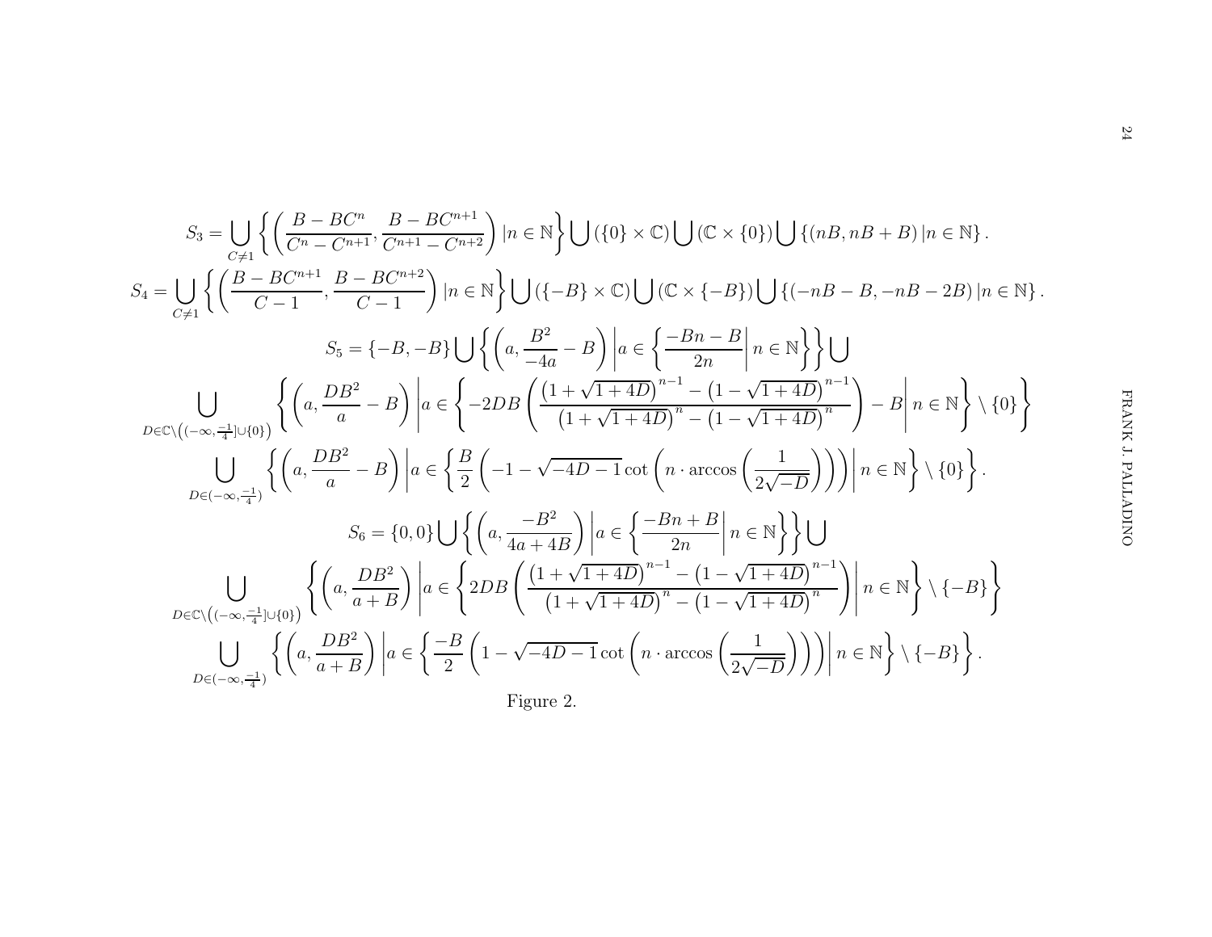$$S_3 = \bigcup_{C\neq 1} \left\{ \left( \frac{B - BC^n}{C^n - C^{n+1}}, \frac{B - BC^{n+1}}{C^{n+1} - C^{n+2}} \right) | n \in \mathbb{N} \right\} \bigcup \left( \{0\} \times \mathbb{C} \right) \bigcup \left( \mathbb{C} \times \{0\} \right) \bigcup \left\{ (nB, nB + B) \, | n \in \mathbb{N} \right\}.$$

$$S_4 = \bigcup_{C\neq 1} \left\{ \left( \frac{B - BC^{n+1}}{C - 1}, \frac{B - BC^{n+2}}{C - 1} \right) | n \in \mathbb{N} \right\} \bigcup \left( \{-B\} \times \mathbb{C} \right) \bigcup \left( \mathbb{C} \times \{-B\} \right) \bigcup \left\{ (-nB - B, -nB - 2B) \, | n \in \mathbb{N} \right\}.$$

$$S_5 = \{-B, -B\} \bigcup \left\{ \left( a, \frac{B^2}{-4a} - B \right) \middle| a \in \left\{ \frac{-Bn - B}{2n} \middle| n \in \mathbb{N} \right\} \right\} \bigcup$$

$$\bigcup_{D \in \mathbb{C} \setminus \left( (-\infty, \frac{-1}{4}] \cup \{0\} \right)} \left\{ \left( a, \frac{DB^2}{a} - B \right) \middle| a \in \left\{ -2DB \left( \frac{\left(1 + \sqrt{1+4D}\right)^{n-1} - \left(1 - \sqrt{1+4D}\right)^{n-1}}{\left(1 + \sqrt{1+4D}\right)^{n} - \left(1 - \sqrt{1+4D}\right)^{n}} \right) - B \middle| n \in \mathbb{N} \right\} \setminus \{0\} \right\}$$

$$\bigcup_{D \in (-\infty, \frac{-1}{4})} \left\{ \left( a, \frac{DB^2}{a} - B \right) \middle| a \in \left\{ \frac{B}{2} \left( -1 - \sqrt{-4D-1} \cot \left( n \cdot \arccos \left( \frac{1}{2\sqrt{-D}} \right) \right) \right) \middle| n \in \mathbb{N} \right\} \setminus \{0\} \right\}.$$

$$S_6 = \{0, 0\} \bigcup \left\{ \left( a, \frac{-B^2}{4a + 4B} \right) \middle| a \in \left\{ \frac{-Bn + B}{2n} \middle| n \in \mathbb{N} \right\} \right\} \bigcup$$

$$\bigcup_{D \in \mathbb{C} \setminus \left( (-\infty, \frac{-1}{4}] \cup \{0\} \right)} \left\{ \left( a, \frac{DB^2}{a + B} \right) \middle| a \in \left\{ 2DB \left( \frac{\left(1 + \sqrt{1+4D}\right)^{n-1} - \left(1 - \sqrt{1+4D}\right)^{n-1}}{\left(1 + \sqrt{1+4D}\right)^{n} - \left(1 - \sqrt{1+4D}\right)^{n}} \right) \middle| n \in \mathbb{N} \right\} \setminus \{-B\} \right\}$$

$$\bigcup_{D \in (-\infty, \frac{-1}{4})} \left\{ \left( a, \frac{DB^2}{a + B} \right) \middle| a \in \left\{ \frac{-B}{2} \left( 1 - \sqrt{-4D-1} \cot \left( n \cdot \arccos \left( \frac{1}{2\sqrt{-D}} \right) \right) \right) \middle| n \in \mathbb{N} \right\} \setminus \{-B\} \right\}.$$

Figure 2.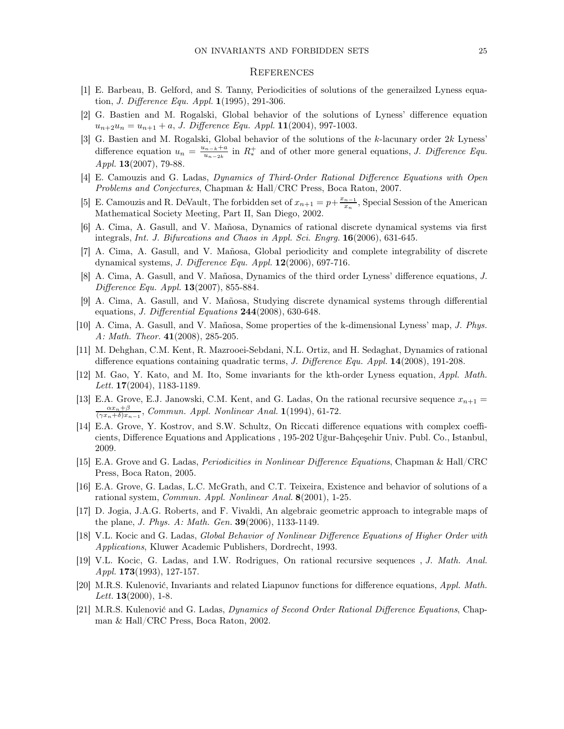## References

[1] E. Barbeau, B. Gelford, and S. Tanny, Periodicities of solutions of the generailzed Lyness equation, *J. Difference Equ. Appl.* **1**(1995), 291-306.

[2] G. Bastien and M. Rogalski, Global behavior of the solutions of Lyness' difference equation $u_{n+2}u_n = u_{n+1} + a$, *J. Difference Equ. Appl.* **11**(2004), 997-1003.

[3] G. Bastien and M. Rogalski, Global behavior of the solutions of the $k$-lacunary order $2k$ Lyness' difference equation $u_n = \frac{u_{n-k}+a}{u_{n-2k}}$ in $R_*^+$ and of other more general equations, *J. Difference Equ. Appl.* **13**(2007), 79-88.

[4] E. Camouzis and G. Ladas, *Dynamics of Third-Order Rational Difference Equations with Open Problems and Conjectures*, Chapman & Hall/CRC Press, Boca Raton, 2007.

[5] E. Camouzis and R. DeVault, The forbidden set of $x_{n+1} = p + \frac{x_{n-1}}{x_n}$, Special Session of the American Mathematical Society Meeting, Part II, San Diego, 2002.

[6] A. Cima, A. Gasull, and V. Mañosa, Dynamics of rational discrete dynamical systems via first integrals, *Int. J. Bifurcations and Chaos in Appl. Sci. Engrg.* **16**(2006), 631-645.

[7] A. Cima, A. Gasull, and V. Mañosa, Global periodicity and complete integrability of discrete dynamical systems, *J. Difference Equ. Appl.* **12**(2006), 697-716.

[8] A. Cima, A. Gasull, and V. Mañosa, Dynamics of the third order Lyness' difference equations, *J. Difference Equ. Appl.* **13**(2007), 855-884.

[9] A. Cima, A. Gasull, and V. Mañosa, Studying discrete dynamical systems through differential equations, *J. Differential Equations* **244**(2008), 630-648.

[10] A. Cima, A. Gasull, and V. Mañosa, Some properties of the k-dimensional Lyness' map, *J. Phys. A: Math. Theor.* **41**(2008), 285-205.

[11] M. Dehghan, C.M. Kent, R. Mazrooei-Sebdani, N.L. Ortiz, and H. Sedaghat, Dynamics of rational difference equations containing quadratic terms, *J. Difference Equ. Appl.* **14**(2008), 191-208.

[12] M. Gao, Y. Kato, and M. Ito, Some invariants for the kth-order Lyness equation, *Appl. Math. Lett.* **17**(2004), 1183-1189.

[13] E.A. Grove, E.J. Janowski, C.M. Kent, and G. Ladas, On the rational recursive sequence $x_{n+1} = \frac{\alpha x_n + \beta}{(\gamma x_n + \delta)x_{n-1}}$, *Commun. Appl. Nonlinear Anal.* **1**(1994), 61-72.

[14] E.A. Grove, Y. Kostrov, and S.W. Schultz, On Riccati difference equations with complex coefficients, Difference Equations and Applications , 195-202 Uğur-Bahçeşehir Univ. Publ. Co., Istanbul, 2009.

[15] E.A. Grove and G. Ladas, *Periodicities in Nonlinear Difference Equations*, Chapman & Hall/CRC Press, Boca Raton, 2005.

[16] E.A. Grove, G. Ladas, L.C. McGrath, and C.T. Teixeira, Existence and behavior of solutions of a rational system, *Commun. Appl. Nonlinear Anal.* **8**(2001), 1-25.

[17] D. Jogia, J.A.G. Roberts, and F. Vivaldi, An algebraic geometric approach to integrable maps of the plane, *J. Phys. A: Math. Gen.* **39**(2006), 1133-1149.

[18] V.L. Kocic and G. Ladas, *Global Behavior of Nonlinear Difference Equations of Higher Order with Applications*, Kluwer Academic Publishers, Dordrecht, 1993.

[19] V.L. Kocic, G. Ladas, and I.W. Rodrigues, On rational recursive sequences , *J. Math. Anal. Appl.* **173**(1993), 127-157.

[20] M.R.S. Kulenović, Invariants and related Liapunov functions for difference equations, *Appl. Math. Lett.* **13**(2000), 1-8.

[21] M.R.S. Kulenović and G. Ladas, *Dynamics of Second Order Rational Difference Equations*, Chapman & Hall/CRC Press, Boca Raton, 2002.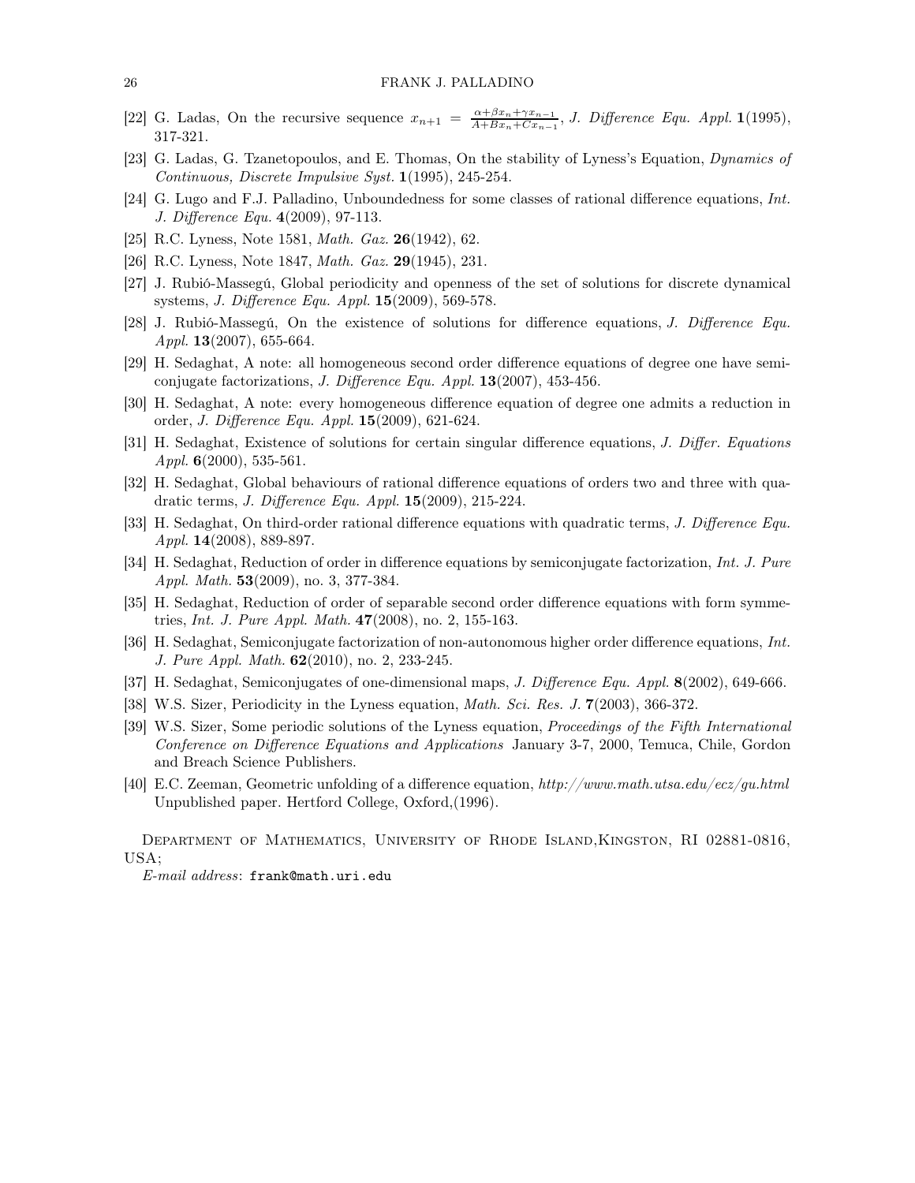[22] G. Ladas, On the recursive sequence $x_{n+1} = \frac{\alpha+\beta x_n+\gamma x_{n-1}}{A+Bx_n+Cx_{n-1}}$, *J. Difference Equ. Appl.* **1**(1995), 317-321.

[23] G. Ladas, G. Tzanetopoulos, and E. Thomas, On the stability of Lyness's Equation, *Dynamics of Continuous, Discrete Impulsive Syst.* **1**(1995), 245-254.

[24] G. Lugo and F.J. Palladino, Unboundedness for some classes of rational difference equations, *Int. J. Difference Equ.* **4**(2009), 97-113.

[25] R.C. Lyness, Note 1581, *Math. Gaz.* **26**(1942), 62.

[26] R.C. Lyness, Note 1847, *Math. Gaz.* **29**(1945), 231.

[27] J. Rubió-Massegú, Global periodicity and openness of the set of solutions for discrete dynamical systems, *J. Difference Equ. Appl.* **15**(2009), 569-578.

[28] J. Rubió-Massegú, On the existence of solutions for difference equations, *J. Difference Equ. Appl.* **13**(2007), 655-664.

[29] H. Sedaghat, A note: all homogeneous second order difference equations of degree one have semiconjugate factorizations, *J. Difference Equ. Appl.* **13**(2007), 453-456.

[30] H. Sedaghat, A note: every homogeneous difference equation of degree one admits a reduction in order, *J. Difference Equ. Appl.* **15**(2009), 621-624.

[31] H. Sedaghat, Existence of solutions for certain singular difference equations, *J. Differ. Equations Appl.* **6**(2000), 535-561.

[32] H. Sedaghat, Global behaviours of rational difference equations of orders two and three with quadratic terms, *J. Difference Equ. Appl.* **15**(2009), 215-224.

[33] H. Sedaghat, On third-order rational difference equations with quadratic terms, *J. Difference Equ. Appl.* **14**(2008), 889-897.

[34] H. Sedaghat, Reduction of order in difference equations by semiconjugate factorization, *Int. J. Pure Appl. Math.* **53**(2009), no. 3, 377-384.

[35] H. Sedaghat, Reduction of order of separable second order difference equations with form symmetries, *Int. J. Pure Appl. Math.* **47**(2008), no. 2, 155-163.

[36] H. Sedaghat, Semiconjugate factorization of non-autonomous higher order difference equations, *Int. J. Pure Appl. Math.* **62**(2010), no. 2, 233-245.

[37] H. Sedaghat, Semiconjugates of one-dimensional maps, *J. Difference Equ. Appl.* **8**(2002), 649-666.

[38] W.S. Sizer, Periodicity in the Lyness equation, *Math. Sci. Res. J.* **7**(2003), 366-372.

[39] W.S. Sizer, Some periodic solutions of the Lyness equation, *Proceedings of the Fifth International Conference on Difference Equations and Applications* January 3-7, 2000, Temuca, Chile, Gordon and Breach Science Publishers.

[40] E.C. Zeeman, Geometric unfolding of a difference equation, *http://www.math.utsa.edu/ecz/gu.html* Unpublished paper. Hertford College, Oxford,(1996).

Department of Mathematics, University of Rhode Island,Kingston, RI 02881-0816, USA;

*E-mail address*: frank@math.uri.edu